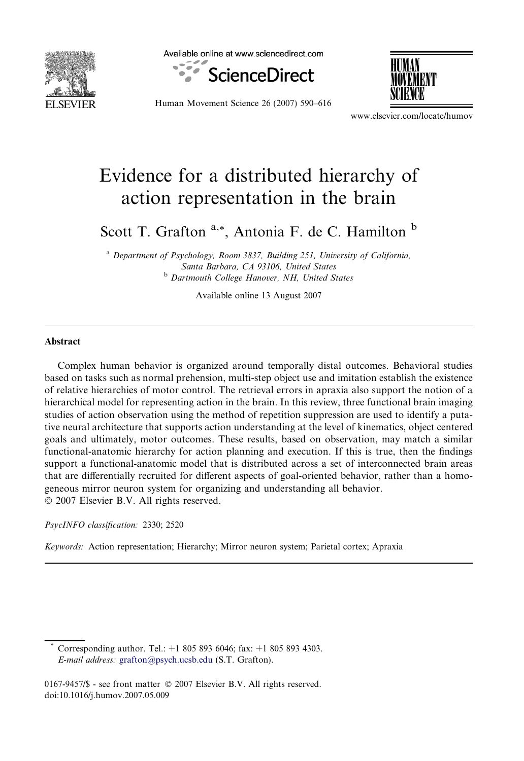# Evidence for a distributed hierarchy of action representation in the brain

Scott T. Grafton [a,*], Antonia F. de C. Hamilton [b]

[a] Department of Psychology, Room 3837, Building 251, University of California, Santa Barbara, CA 93106, United States

[b] Dartmouth College Hanover, NH, United States

Available online 13 August 2007

## Abstract

Complex human behavior is organized around temporally distal outcomes. Behavioral studies based on tasks such as normal prehension, multi-step object use and imitation establish the existence of relative hierarchies of motor control. The retrieval errors in apraxia also support the notion of a hierarchical model for representing action in the brain. In this review, three functional brain imaging studies of action observation using the method of repetition suppression are used to identify a putative neural architecture that supports action understanding at the level of kinematics, object centered goals and ultimately, motor outcomes. These results, based on observation, may match a similar functional-anatomic hierarchy for action planning and execution. If this is true, then the findings support a functional-anatomic model that is distributed across a set of interconnected brain areas that are differentially recruited for different aspects of goal-oriented behavior, rather than a homogeneous mirror neuron system for organizing and understanding all behavior.

© 2007 Elsevier B.V. All rights reserved.

*PsycINFO classification:* 2330; 2520

*Keywords:* Action representation; Hierarchy; Mirror neuron system; Parietal cortex; Apraxia

---

\* Corresponding author. Tel.: +1 805 893 6046; fax: +1 805 893 4303.
*E-mail address:* grafton@psych.ucsb.edu (S.T. Grafton).

0167-9457/$ - see front matter © 2007 Elsevier B.V. All rights reserved.
doi:10.1016/j.humov.2007.05.009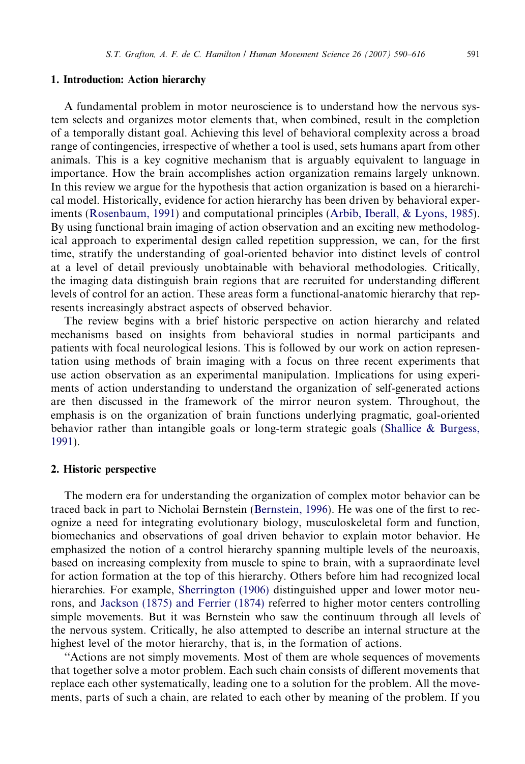## 1. Introduction: Action hierarchy

A fundamental problem in motor neuroscience is to understand how the nervous system selects and organizes motor elements that, when combined, result in the completion of a temporally distant goal. Achieving this level of behavioral complexity across a broad range of contingencies, irrespective of whether a tool is used, sets humans apart from other animals. This is a key cognitive mechanism that is arguably equivalent to language in importance. How the brain accomplishes action organization remains largely unknown. In this review we argue for the hypothesis that action organization is based on a hierarchical model. Historically, evidence for action hierarchy has been driven by behavioral experiments (Rosenbaum, 1991) and computational principles (Arbib, Iberall, & Lyons, 1985). By using functional brain imaging of action observation and an exciting new methodological approach to experimental design called repetition suppression, we can, for the first time, stratify the understanding of goal-oriented behavior into distinct levels of control at a level of detail previously unobtainable with behavioral methodologies. Critically, the imaging data distinguish brain regions that are recruited for understanding different levels of control for an action. These areas form a functional-anatomic hierarchy that represents increasingly abstract aspects of observed behavior.

The review begins with a brief historic perspective on action hierarchy and related mechanisms based on insights from behavioral studies in normal participants and patients with focal neurological lesions. This is followed by our work on action representation using methods of brain imaging with a focus on three recent experiments that use action observation as an experimental manipulation. Implications for using experiments of action understanding to understand the organization of self-generated actions are then discussed in the framework of the mirror neuron system. Throughout, the emphasis is on the organization of brain functions underlying pragmatic, goal-oriented behavior rather than intangible goals or long-term strategic goals (Shallice & Burgess, 1991).

## 2. Historic perspective

The modern era for understanding the organization of complex motor behavior can be traced back in part to Nicholai Bernstein (Bernstein, 1996). He was one of the first to recognize a need for integrating evolutionary biology, musculoskeletal form and function, biomechanics and observations of goal driven behavior to explain motor behavior. He emphasized the notion of a control hierarchy spanning multiple levels of the neuroaxis, based on increasing complexity from muscle to spine to brain, with a supraordinate level for action formation at the top of this hierarchy. Others before him had recognized local hierarchies. For example, Sherrington (1906) distinguished upper and lower motor neurons, and Jackson (1875) and Ferrier (1874) referred to higher motor centers controlling simple movements. But it was Bernstein who saw the continuum through all levels of the nervous system. Critically, he also attempted to describe an internal structure at the highest level of the motor hierarchy, that is, in the formation of actions.

''Actions are not simply movements. Most of them are whole sequences of movements that together solve a motor problem. Each such chain consists of different movements that replace each other systematically, leading one to a solution for the problem. All the movements, parts of such a chain, are related to each other by meaning of the problem. If you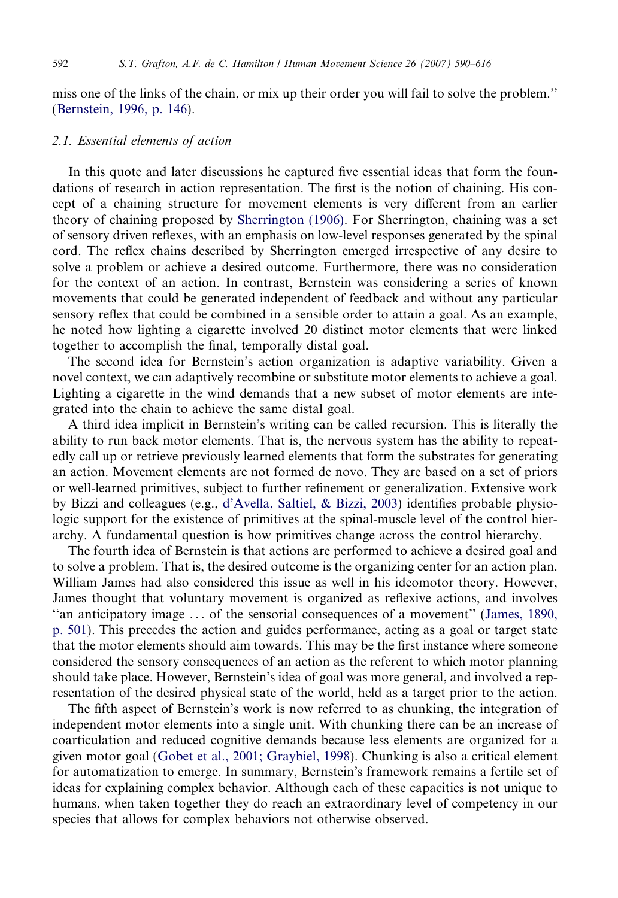miss one of the links of the chain, or mix up their order you will fail to solve the problem.'' (Bernstein, 1996, p. 146).

### 2.1. Essential elements of action

In this quote and later discussions he captured five essential ideas that form the foundations of research in action representation. The first is the notion of chaining. His concept of a chaining structure for movement elements is very different from an earlier theory of chaining proposed by Sherrington (1906). For Sherrington, chaining was a set of sensory driven reflexes, with an emphasis on low-level responses generated by the spinal cord. The reflex chains described by Sherrington emerged irrespective of any desire to solve a problem or achieve a desired outcome. Furthermore, there was no consideration for the context of an action. In contrast, Bernstein was considering a series of known movements that could be generated independent of feedback and without any particular sensory reflex that could be combined in a sensible order to attain a goal. As an example, he noted how lighting a cigarette involved 20 distinct motor elements that were linked together to accomplish the final, temporally distal goal.

The second idea for Bernstein's action organization is adaptive variability. Given a novel context, we can adaptively recombine or substitute motor elements to achieve a goal. Lighting a cigarette in the wind demands that a new subset of motor elements are integrated into the chain to achieve the same distal goal.

A third idea implicit in Bernstein's writing can be called recursion. This is literally the ability to run back motor elements. That is, the nervous system has the ability to repeatedly call up or retrieve previously learned elements that form the substrates for generating an action. Movement elements are not formed de novo. They are based on a set of priors or well-learned primitives, subject to further refinement or generalization. Extensive work by Bizzi and colleagues (e.g., d'Avella, Saltiel, & Bizzi, 2003) identifies probable physiologic support for the existence of primitives at the spinal-muscle level of the control hierarchy. A fundamental question is how primitives change across the control hierarchy.

The fourth idea of Bernstein is that actions are performed to achieve a desired goal and to solve a problem. That is, the desired outcome is the organizing center for an action plan. William James had also considered this issue as well in his ideomotor theory. However, James thought that voluntary movement is organized as reflexive actions, and involves ''an anticipatory image ... of the sensorial consequences of a movement'' (James, 1890, p. 501). This precedes the action and guides performance, acting as a goal or target state that the motor elements should aim towards. This may be the first instance where someone considered the sensory consequences of an action as the referent to which motor planning should take place. However, Bernstein's idea of goal was more general, and involved a representation of the desired physical state of the world, held as a target prior to the action.

The fifth aspect of Bernstein's work is now referred to as chunking, the integration of independent motor elements into a single unit. With chunking there can be an increase of coarticulation and reduced cognitive demands because less elements are organized for a given motor goal (Gobet et al., 2001; Graybiel, 1998). Chunking is also a critical element for automatization to emerge. In summary, Bernstein's framework remains a fertile set of ideas for explaining complex behavior. Although each of these capacities is not unique to humans, when taken together they do reach an extraordinary level of competency in our species that allows for complex behaviors not otherwise observed.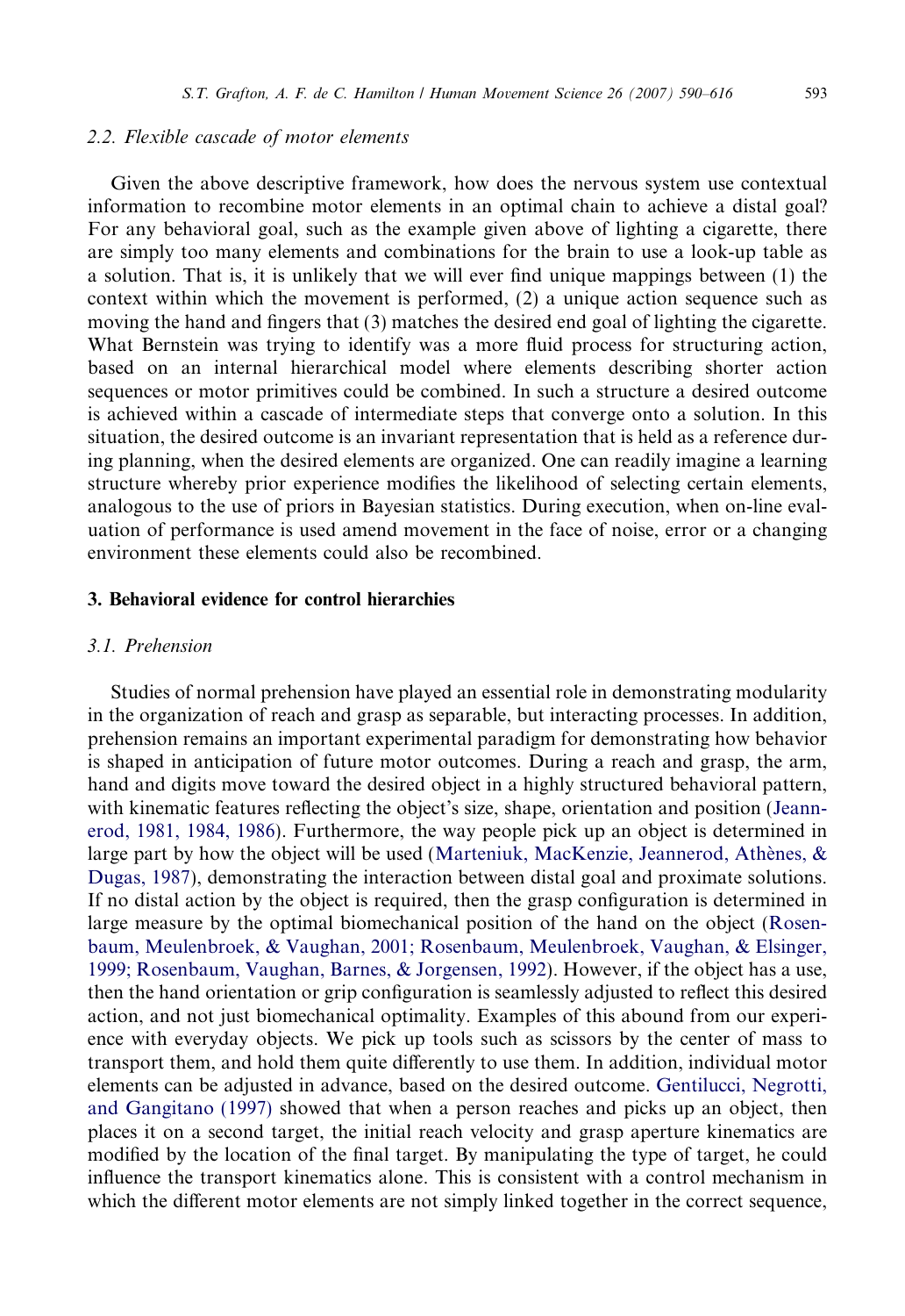### 2.2. Flexible cascade of motor elements

Given the above descriptive framework, how does the nervous system use contextual information to recombine motor elements in an optimal chain to achieve a distal goal? For any behavioral goal, such as the example given above of lighting a cigarette, there are simply too many elements and combinations for the brain to use a look-up table as a solution. That is, it is unlikely that we will ever find unique mappings between (1) the context within which the movement is performed, (2) a unique action sequence such as moving the hand and fingers that (3) matches the desired end goal of lighting the cigarette. What Bernstein was trying to identify was a more fluid process for structuring action, based on an internal hierarchical model where elements describing shorter action sequences or motor primitives could be combined. In such a structure a desired outcome is achieved within a cascade of intermediate steps that converge onto a solution. In this situation, the desired outcome is an invariant representation that is held as a reference during planning, when the desired elements are organized. One can readily imagine a learning structure whereby prior experience modifies the likelihood of selecting certain elements, analogous to the use of priors in Bayesian statistics. During execution, when on-line evaluation of performance is used amend movement in the face of noise, error or a changing environment these elements could also be recombined.

## 3. Behavioral evidence for control hierarchies

### 3.1. Prehension

Studies of normal prehension have played an essential role in demonstrating modularity in the organization of reach and grasp as separable, but interacting processes. In addition, prehension remains an important experimental paradigm for demonstrating how behavior is shaped in anticipation of future motor outcomes. During a reach and grasp, the arm, hand and digits move toward the desired object in a highly structured behavioral pattern, with kinematic features reflecting the object's size, shape, orientation and position (Jeannerod, 1981, 1984, 1986). Furthermore, the way people pick up an object is determined in large part by how the object will be used (Marteniuk, MacKenzie, Jeannerod, Athènes, & Dugas, 1987), demonstrating the interaction between distal goal and proximate solutions. If no distal action by the object is required, then the grasp configuration is determined in large measure by the optimal biomechanical position of the hand on the object (Rosenbaum, Meulenbroek, & Vaughan, 2001; Rosenbaum, Meulenbroek, Vaughan, & Elsinger, 1999; Rosenbaum, Vaughan, Barnes, & Jorgensen, 1992). However, if the object has a use, then the hand orientation or grip configuration is seamlessly adjusted to reflect this desired action, and not just biomechanical optimality. Examples of this abound from our experience with everyday objects. We pick up tools such as scissors by the center of mass to transport them, and hold them quite differently to use them. In addition, individual motor elements can be adjusted in advance, based on the desired outcome. Gentilucci, Negrotti, and Gangitano (1997) showed that when a person reaches and picks up an object, then places it on a second target, the initial reach velocity and grasp aperture kinematics are modified by the location of the final target. By manipulating the type of target, he could influence the transport kinematics alone. This is consistent with a control mechanism in which the different motor elements are not simply linked together in the correct sequence,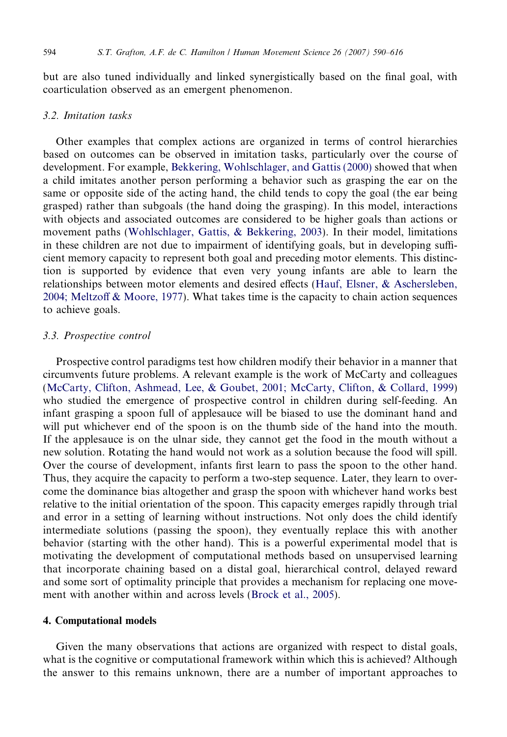but are also tuned individually and linked synergistically based on the final goal, with coarticulation observed as an emergent phenomenon.

### 3.2. Imitation tasks

Other examples that complex actions are organized in terms of control hierarchies based on outcomes can be observed in imitation tasks, particularly over the course of development. For example, Bekkering, Wohlschlager, and Gattis (2000) showed that when a child imitates another person performing a behavior such as grasping the ear on the same or opposite side of the acting hand, the child tends to copy the goal (the ear being grasped) rather than subgoals (the hand doing the grasping). In this model, interactions with objects and associated outcomes are considered to be higher goals than actions or movement paths (Wohlschlager, Gattis, & Bekkering, 2003). In their model, limitations in these children are not due to impairment of identifying goals, but in developing sufficient memory capacity to represent both goal and preceding motor elements. This distinction is supported by evidence that even very young infants are able to learn the relationships between motor elements and desired effects (Hauf, Elsner, & Aschersleben, 2004; Meltzoff & Moore, 1977). What takes time is the capacity to chain action sequences to achieve goals.

### 3.3. Prospective control

Prospective control paradigms test how children modify their behavior in a manner that circumvents future problems. A relevant example is the work of McCarty and colleagues (McCarty, Clifton, Ashmead, Lee, & Goubet, 2001; McCarty, Clifton, & Collard, 1999) who studied the emergence of prospective control in children during self-feeding. An infant grasping a spoon full of applesauce will be biased to use the dominant hand and will put whichever end of the spoon is on the thumb side of the hand into the mouth. If the applesauce is on the ulnar side, they cannot get the food in the mouth without a new solution. Rotating the hand would not work as a solution because the food will spill. Over the course of development, infants first learn to pass the spoon to the other hand. Thus, they acquire the capacity to perform a two-step sequence. Later, they learn to overcome the dominance bias altogether and grasp the spoon with whichever hand works best relative to the initial orientation of the spoon. This capacity emerges rapidly through trial and error in a setting of learning without instructions. Not only does the child identify intermediate solutions (passing the spoon), they eventually replace this with another behavior (starting with the other hand). This is a powerful experimental model that is motivating the development of computational methods based on unsupervised learning that incorporate chaining based on a distal goal, hierarchical control, delayed reward and some sort of optimality principle that provides a mechanism for replacing one movement with another within and across levels (Brock et al., 2005).

## 4. Computational models

Given the many observations that actions are organized with respect to distal goals, what is the cognitive or computational framework within which this is achieved? Although the answer to this remains unknown, there are a number of important approaches to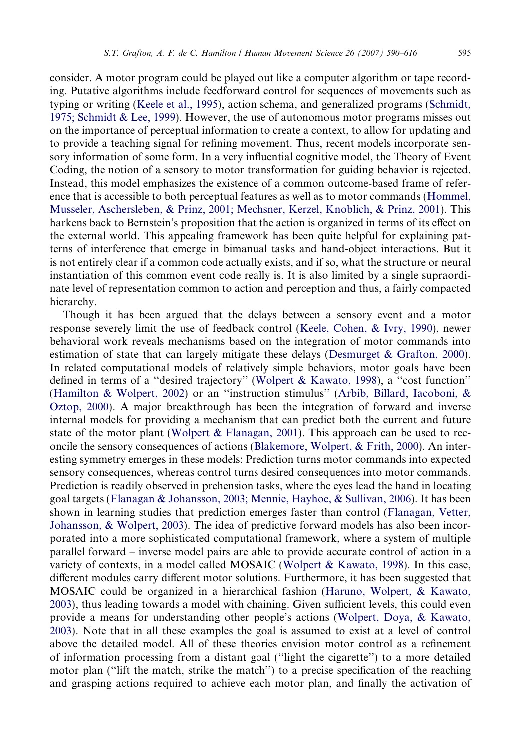consider. A motor program could be played out like a computer algorithm or tape recording. Putative algorithms include feedforward control for sequences of movements such as typing or writing (Keele et al., 1995), action schema, and generalized programs (Schmidt, 1975; Schmidt & Lee, 1999). However, the use of autonomous motor programs misses out on the importance of perceptual information to create a context, to allow for updating and to provide a teaching signal for refining movement. Thus, recent models incorporate sensory information of some form. In a very influential cognitive model, the Theory of Event Coding, the notion of a sensory to motor transformation for guiding behavior is rejected. Instead, this model emphasizes the existence of a common outcome-based frame of reference that is accessible to both perceptual features as well as to motor commands (Hommel, Musseler, Aschersleben, & Prinz, 2001; Mechsner, Kerzel, Knoblich, & Prinz, 2001). This harkens back to Bernstein's proposition that the action is organized in terms of its effect on the external world. This appealing framework has been quite helpful for explaining patterns of interference that emerge in bimanual tasks and hand-object interactions. But it is not entirely clear if a common code actually exists, and if so, what the structure or neural instantiation of this common event code really is. It is also limited by a single supraordinate level of representation common to action and perception and thus, a fairly compacted hierarchy.

Though it has been argued that the delays between a sensory event and a motor response severely limit the use of feedback control (Keele, Cohen, & Ivry, 1990), newer behavioral work reveals mechanisms based on the integration of motor commands into estimation of state that can largely mitigate these delays (Desmurget & Grafton, 2000). In related computational models of relatively simple behaviors, motor goals have been defined in terms of a "desired trajectory" (Wolpert & Kawato, 1998), a "cost function" (Hamilton & Wolpert, 2002) or an "instruction stimulus" (Arbib, Billard, Iacoboni, & Oztop, 2000). A major breakthrough has been the integration of forward and inverse internal models for providing a mechanism that can predict both the current and future state of the motor plant (Wolpert & Flanagan, 2001). This approach can be used to reconcile the sensory consequences of actions (Blakemore, Wolpert, & Frith, 2000). An interesting symmetry emerges in these models: Prediction turns motor commands into expected sensory consequences, whereas control turns desired consequences into motor commands. Prediction is readily observed in prehension tasks, where the eyes lead the hand in locating goal targets (Flanagan & Johansson, 2003; Mennie, Hayhoe, & Sullivan, 2006). It has been shown in learning studies that prediction emerges faster than control (Flanagan, Vetter, Johansson, & Wolpert, 2003). The idea of predictive forward models has also been incorporated into a more sophisticated computational framework, where a system of multiple parallel forward – inverse model pairs are able to provide accurate control of action in a variety of contexts, in a model called MOSAIC (Wolpert & Kawato, 1998). In this case, different modules carry different motor solutions. Furthermore, it has been suggested that MOSAIC could be organized in a hierarchical fashion (Haruno, Wolpert, & Kawato, 2003), thus leading towards a model with chaining. Given sufficient levels, this could even provide a means for understanding other people's actions (Wolpert, Doya, & Kawato, 2003). Note that in all these examples the goal is assumed to exist at a level of control above the detailed model. All of these theories envision motor control as a refinement of information processing from a distant goal ("light the cigarette") to a more detailed motor plan ("lift the match, strike the match") to a precise specification of the reaching and grasping actions required to achieve each motor plan, and finally the activation of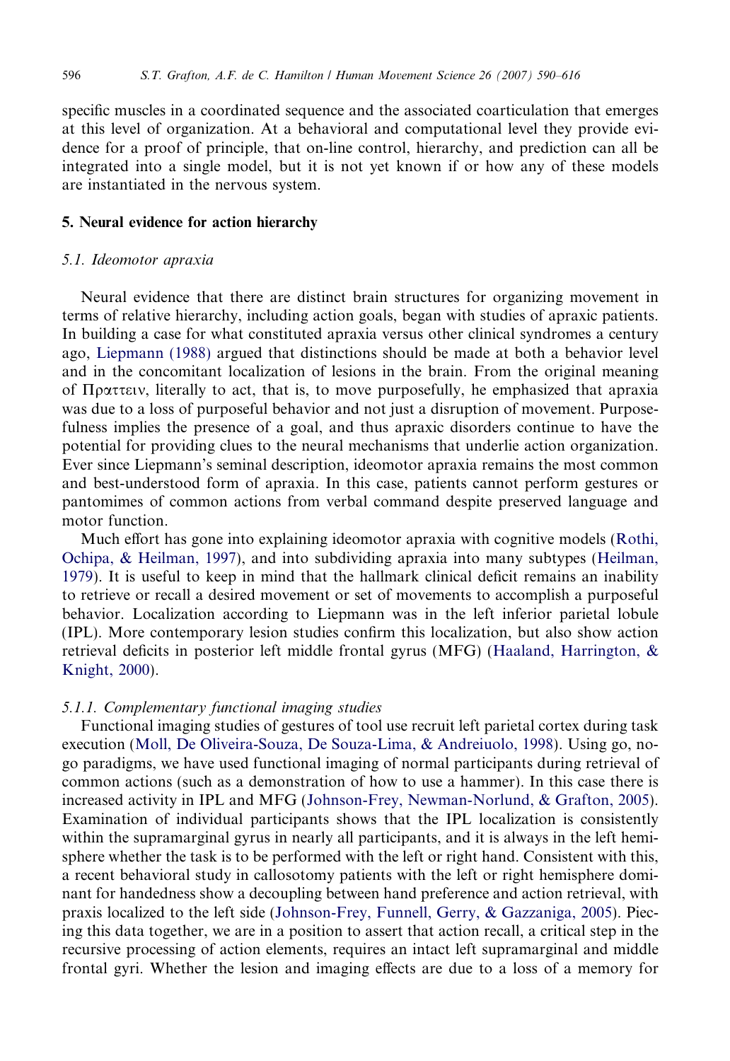specific muscles in a coordinated sequence and the associated coarticulation that emerges at this level of organization. At a behavioral and computational level they provide evidence for a proof of principle, that on-line control, hierarchy, and prediction can all be integrated into a single model, but it is not yet known if or how any of these models are instantiated in the nervous system.

## 5. Neural evidence for action hierarchy

### *5.1. Ideomotor apraxia*

Neural evidence that there are distinct brain structures for organizing movement in terms of relative hierarchy, including action goals, began with studies of apraxic patients. In building a case for what constituted apraxia versus other clinical syndromes a century ago, Liepmann (1988) argued that distinctions should be made at both a behavior level and in the concomitant localization of lesions in the brain. From the original meaning of Πραττειν, literally to act, that is, to move purposefully, he emphasized that apraxia was due to a loss of purposeful behavior and not just a disruption of movement. Purposefulness implies the presence of a goal, and thus apraxic disorders continue to have the potential for providing clues to the neural mechanisms that underlie action organization. Ever since Liepmann's seminal description, ideomotor apraxia remains the most common and best-understood form of apraxia. In this case, patients cannot perform gestures or pantomimes of common actions from verbal command despite preserved language and motor function.

Much effort has gone into explaining ideomotor apraxia with cognitive models (Rothi, Ochipa, & Heilman, 1997), and into subdividing apraxia into many subtypes (Heilman, 1979). It is useful to keep in mind that the hallmark clinical deficit remains an inability to retrieve or recall a desired movement or set of movements to accomplish a purposeful behavior. Localization according to Liepmann was in the left inferior parietal lobule (IPL). More contemporary lesion studies confirm this localization, but also show action retrieval deficits in posterior left middle frontal gyrus (MFG) (Haaland, Harrington, & Knight, 2000).

#### *5.1.1. Complementary functional imaging studies*

Functional imaging studies of gestures of tool use recruit left parietal cortex during task execution (Moll, De Oliveira-Souza, De Souza-Lima, & Andreiuolo, 1998). Using go, no-go paradigms, we have used functional imaging of normal participants during retrieval of common actions (such as a demonstration of how to use a hammer). In this case there is increased activity in IPL and MFG (Johnson-Frey, Newman-Norlund, & Grafton, 2005). Examination of individual participants shows that the IPL localization is consistently within the supramarginal gyrus in nearly all participants, and it is always in the left hemisphere whether the task is to be performed with the left or right hand. Consistent with this, a recent behavioral study in callosotomy patients with the left or right hemisphere dominant for handedness show a decoupling between hand preference and action retrieval, with praxis localized to the left side (Johnson-Frey, Funnell, Gerry, & Gazzaniga, 2005). Piecing this data together, we are in a position to assert that action recall, a critical step in the recursive processing of action elements, requires an intact left supramarginal and middle frontal gyri. Whether the lesion and imaging effects are due to a loss of a memory for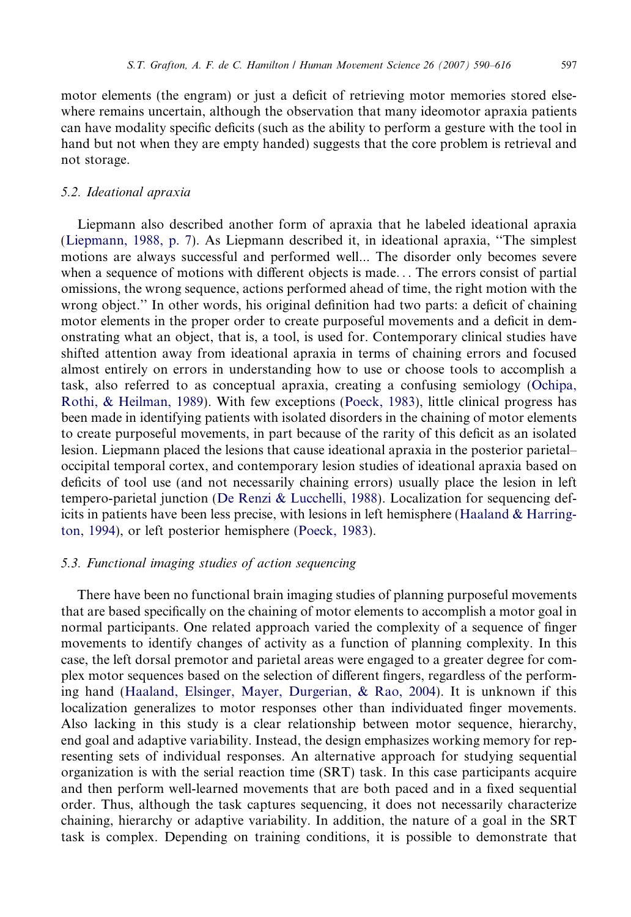motor elements (the engram) or just a deficit of retrieving motor memories stored elsewhere remains uncertain, although the observation that many ideomotor apraxia patients can have modality specific deficits (such as the ability to perform a gesture with the tool in hand but not when they are empty handed) suggests that the core problem is retrieval and not storage.

### 5.2. Ideational apraxia

Liepmann also described another form of apraxia that he labeled ideational apraxia (Liepmann, 1988, p. 7). As Liepmann described it, in ideational apraxia, "The simplest motions are always successful and performed well... The disorder only becomes severe when a sequence of motions with different objects is made... The errors consist of partial omissions, the wrong sequence, actions performed ahead of time, the right motion with the wrong object." In other words, his original definition had two parts: a deficit of chaining motor elements in the proper order to create purposeful movements and a deficit in demonstrating what an object, that is, a tool, is used for. Contemporary clinical studies have shifted attention away from ideational apraxia in terms of chaining errors and focused almost entirely on errors in understanding how to use or choose tools to accomplish a task, also referred to as conceptual apraxia, creating a confusing semiology (Ochipa, Rothi, & Heilman, 1989). With few exceptions (Poeck, 1983), little clinical progress has been made in identifying patients with isolated disorders in the chaining of motor elements to create purposeful movements, in part because of the rarity of this deficit as an isolated lesion. Liepmann placed the lesions that cause ideational apraxia in the posterior parietal–occipital temporal cortex, and contemporary lesion studies of ideational apraxia based on deficits of tool use (and not necessarily chaining errors) usually place the lesion in left tempero-parietal junction (De Renzi & Lucchelli, 1988). Localization for sequencing deficits in patients have been less precise, with lesions in left hemisphere (Haaland & Harrington, 1994), or left posterior hemisphere (Poeck, 1983).

### 5.3. Functional imaging studies of action sequencing

There have been no functional brain imaging studies of planning purposeful movements that are based specifically on the chaining of motor elements to accomplish a motor goal in normal participants. One related approach varied the complexity of a sequence of finger movements to identify changes of activity as a function of planning complexity. In this case, the left dorsal premotor and parietal areas were engaged to a greater degree for complex motor sequences based on the selection of different fingers, regardless of the performing hand (Haaland, Elsinger, Mayer, Durgerian, & Rao, 2004). It is unknown if this localization generalizes to motor responses other than individuated finger movements. Also lacking in this study is a clear relationship between motor sequence, hierarchy, end goal and adaptive variability. Instead, the design emphasizes working memory for representing sets of individual responses. An alternative approach for studying sequential organization is with the serial reaction time (SRT) task. In this case participants acquire and then perform well-learned movements that are both paced and in a fixed sequential order. Thus, although the task captures sequencing, it does not necessarily characterize chaining, hierarchy or adaptive variability. In addition, the nature of a goal in the SRT task is complex. Depending on training conditions, it is possible to demonstrate that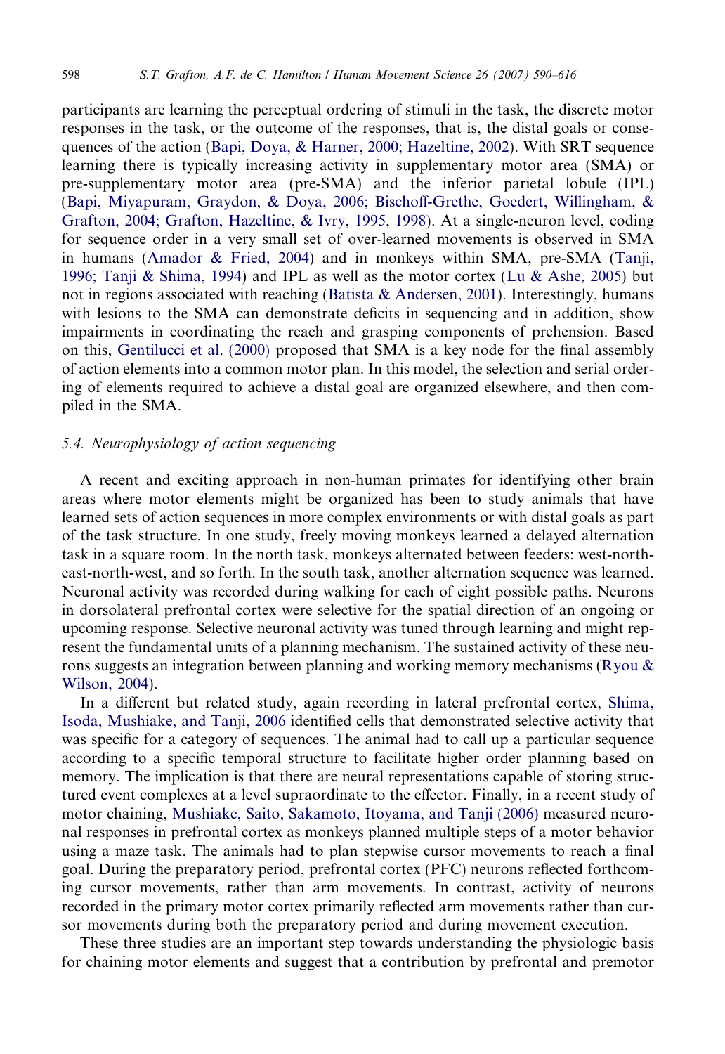participants are learning the perceptual ordering of stimuli in the task, the discrete motor responses in the task, or the outcome of the responses, that is, the distal goals or consequences of the action (Bapi, Doya, & Harner, 2000; Hazeltine, 2002). With SRT sequence learning there is typically increasing activity in supplementary motor area (SMA) or pre-supplementary motor area (pre-SMA) and the inferior parietal lobule (IPL) (Bapi, Miyapuram, Graydon, & Doya, 2006; Bischoff-Grethe, Goedert, Willingham, & Grafton, 2004; Grafton, Hazeltine, & Ivry, 1995, 1998). At a single-neuron level, coding for sequence order in a very small set of over-learned movements is observed in SMA in humans (Amador & Fried, 2004) and in monkeys within SMA, pre-SMA (Tanji, 1996; Tanji & Shima, 1994) and IPL as well as the motor cortex (Lu & Ashe, 2005) but not in regions associated with reaching (Batista & Andersen, 2001). Interestingly, humans with lesions to the SMA can demonstrate deficits in sequencing and in addition, show impairments in coordinating the reach and grasping components of prehension. Based on this, Gentilucci et al. (2000) proposed that SMA is a key node for the final assembly of action elements into a common motor plan. In this model, the selection and serial ordering of elements required to achieve a distal goal are organized elsewhere, and then compiled in the SMA.

### *5.4. Neurophysiology of action sequencing*

A recent and exciting approach in non-human primates for identifying other brain areas where motor elements might be organized has been to study animals that have learned sets of action sequences in more complex environments or with distal goals as part of the task structure. In one study, freely moving monkeys learned a delayed alternation task in a square room. In the north task, monkeys alternated between feeders: west-north-east-north-west, and so forth. In the south task, another alternation sequence was learned. Neuronal activity was recorded during walking for each of eight possible paths. Neurons in dorsolateral prefrontal cortex were selective for the spatial direction of an ongoing or upcoming response. Selective neuronal activity was tuned through learning and might represent the fundamental units of a planning mechanism. The sustained activity of these neurons suggests an integration between planning and working memory mechanisms (Ryou & Wilson, 2004).

In a different but related study, again recording in lateral prefrontal cortex, Shima, Isoda, Mushiake, and Tanji, 2006 identified cells that demonstrated selective activity that was specific for a category of sequences. The animal had to call up a particular sequence according to a specific temporal structure to facilitate higher order planning based on memory. The implication is that there are neural representations capable of storing structured event complexes at a level supraordinate to the effector. Finally, in a recent study of motor chaining, Mushiake, Saito, Sakamoto, Itoyama, and Tanji (2006) measured neuronal responses in prefrontal cortex as monkeys planned multiple steps of a motor behavior using a maze task. The animals had to plan stepwise cursor movements to reach a final goal. During the preparatory period, prefrontal cortex (PFC) neurons reflected forthcoming cursor movements, rather than arm movements. In contrast, activity of neurons recorded in the primary motor cortex primarily reflected arm movements rather than cursor movements during both the preparatory period and during movement execution.

These three studies are an important step towards understanding the physiologic basis for chaining motor elements and suggest that a contribution by prefrontal and premotor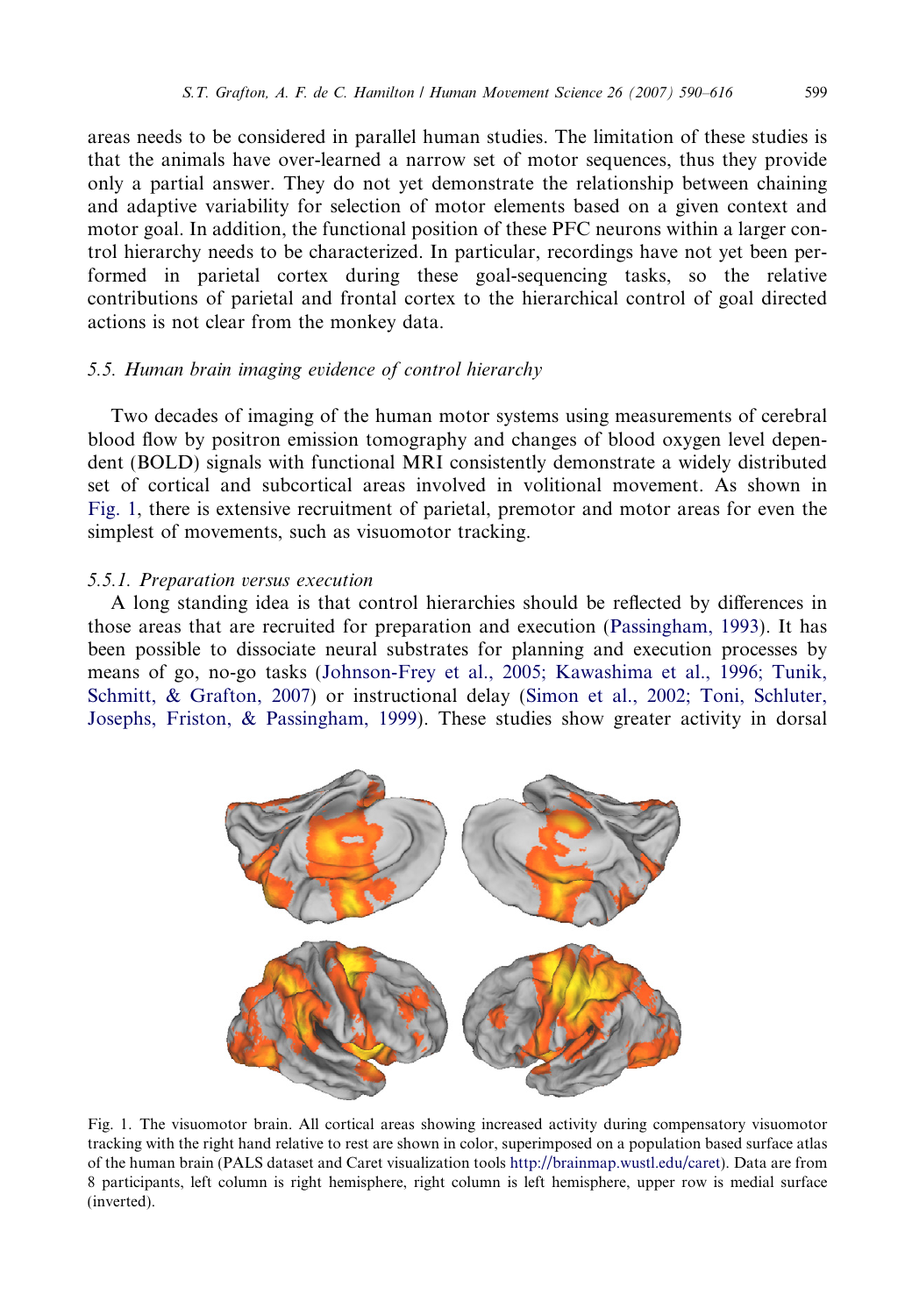areas needs to be considered in parallel human studies. The limitation of these studies is that the animals have over-learned a narrow set of motor sequences, thus they provide only a partial answer. They do not yet demonstrate the relationship between chaining and adaptive variability for selection of motor elements based on a given context and motor goal. In addition, the functional position of these PFC neurons within a larger control hierarchy needs to be characterized. In particular, recordings have not yet been performed in parietal cortex during these goal-sequencing tasks, so the relative contributions of parietal and frontal cortex to the hierarchical control of goal directed actions is not clear from the monkey data.

### 5.5. *Human brain imaging evidence of control hierarchy*

Two decades of imaging of the human motor systems using measurements of cerebral blood flow by positron emission tomography and changes of blood oxygen level dependent (BOLD) signals with functional MRI consistently demonstrate a widely distributed set of cortical and subcortical areas involved in volitional movement. As shown in Fig. 1, there is extensive recruitment of parietal, premotor and motor areas for even the simplest of movements, such as visuomotor tracking.

#### 5.5.1. *Preparation versus execution*

A long standing idea is that control hierarchies should be reflected by differences in those areas that are recruited for preparation and execution (Passingham, 1993). It has been possible to dissociate neural substrates for planning and execution processes by means of go, no-go tasks (Johnson-Frey et al., 2005; Kawashima et al., 1996; Tunik, Schmitt, & Grafton, 2007) or instructional delay (Simon et al., 2002; Toni, Schluter, Josephs, Friston, & Passingham, 1999). These studies show greater activity in dorsal

Fig. 1. The visuomotor brain. All cortical areas showing increased activity during compensatory visuomotor tracking with the right hand relative to rest are shown in color, superimposed on a population based surface atlas of the human brain (PALS dataset and Caret visualization tools http://brainmap.wustl.edu/caret). Data are from 8 participants, left column is right hemisphere, right column is left hemisphere, upper row is medial surface (inverted).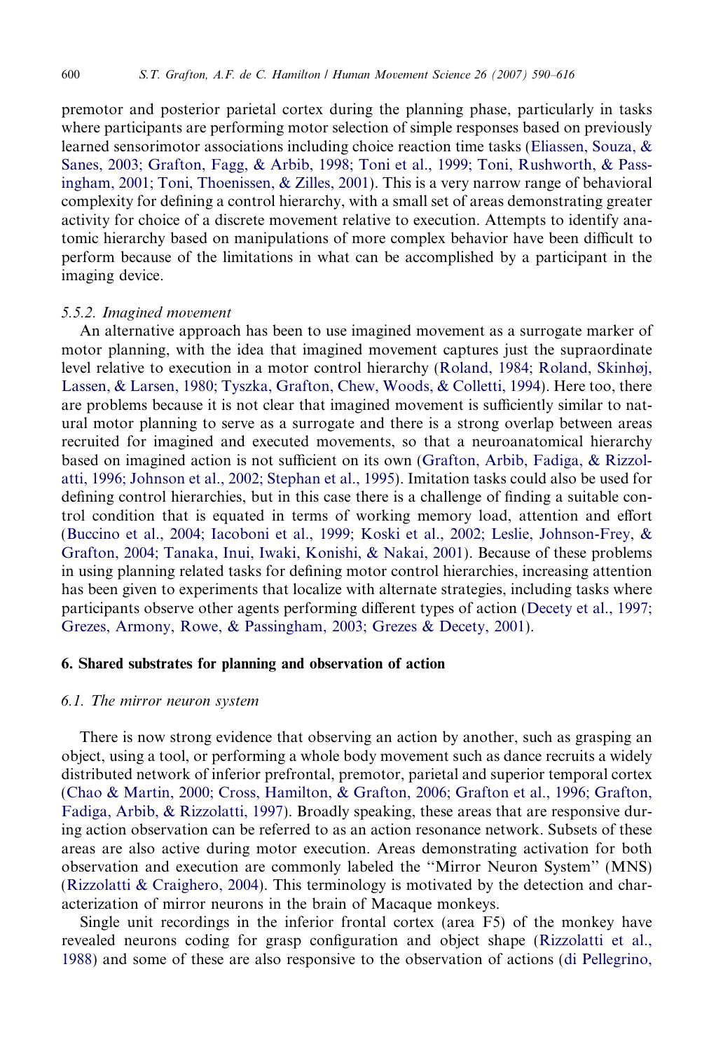premotor and posterior parietal cortex during the planning phase, particularly in tasks where participants are performing motor selection of simple responses based on previously learned sensorimotor associations including choice reaction time tasks (Eliassen, Souza, & Sanes, 2003; Grafton, Fagg, & Arbib, 1998; Toni et al., 1999; Toni, Rushworth, & Passingham, 2001; Toni, Thoenissen, & Zilles, 2001). This is a very narrow range of behavioral complexity for defining a control hierarchy, with a small set of areas demonstrating greater activity for choice of a discrete movement relative to execution. Attempts to identify anatomic hierarchy based on manipulations of more complex behavior have been difficult to perform because of the limitations in what can be accomplished by a participant in the imaging device.

### *5.5.2. Imagined movement*

An alternative approach has been to use imagined movement as a surrogate marker of motor planning, with the idea that imagined movement captures just the supraordinate level relative to execution in a motor control hierarchy (Roland, 1984; Roland, Skinhøj, Lassen, & Larsen, 1980; Tyszka, Grafton, Chew, Woods, & Colletti, 1994). Here too, there are problems because it is not clear that imagined movement is sufficiently similar to natural motor planning to serve as a surrogate and there is a strong overlap between areas recruited for imagined and executed movements, so that a neuroanatomical hierarchy based on imagined action is not sufficient on its own (Grafton, Arbib, Fadiga, & Rizzolatti, 1996; Johnson et al., 2002; Stephan et al., 1995). Imitation tasks could also be used for defining control hierarchies, but in this case there is a challenge of finding a suitable control condition that is equated in terms of working memory load, attention and effort (Buccino et al., 2004; Iacoboni et al., 1999; Koski et al., 2002; Leslie, Johnson-Frey, & Grafton, 2004; Tanaka, Inui, Iwaki, Konishi, & Nakai, 2001). Because of these problems in using planning related tasks for defining motor control hierarchies, increasing attention has been given to experiments that localize with alternate strategies, including tasks where participants observe other agents performing different types of action (Decety et al., 1997; Grezes, Armony, Rowe, & Passingham, 2003; Grezes & Decety, 2001).

## 6. Shared substrates for planning and observation of action

### *6.1. The mirror neuron system*

There is now strong evidence that observing an action by another, such as grasping an object, using a tool, or performing a whole body movement such as dance recruits a widely distributed network of inferior prefrontal, premotor, parietal and superior temporal cortex (Chao & Martin, 2000; Cross, Hamilton, & Grafton, 2006; Grafton et al., 1996; Grafton, Fadiga, Arbib, & Rizzolatti, 1997). Broadly speaking, these areas that are responsive during action observation can be referred to as an action resonance network. Subsets of these areas are also active during motor execution. Areas demonstrating activation for both observation and execution are commonly labeled the ''Mirror Neuron System'' (MNS) (Rizzolatti & Craighero, 2004). This terminology is motivated by the detection and characterization of mirror neurons in the brain of Macaque monkeys.

Single unit recordings in the inferior frontal cortex (area F5) of the monkey have revealed neurons coding for grasp configuration and object shape (Rizzolatti et al., 1988) and some of these are also responsive to the observation of actions (di Pellegrino,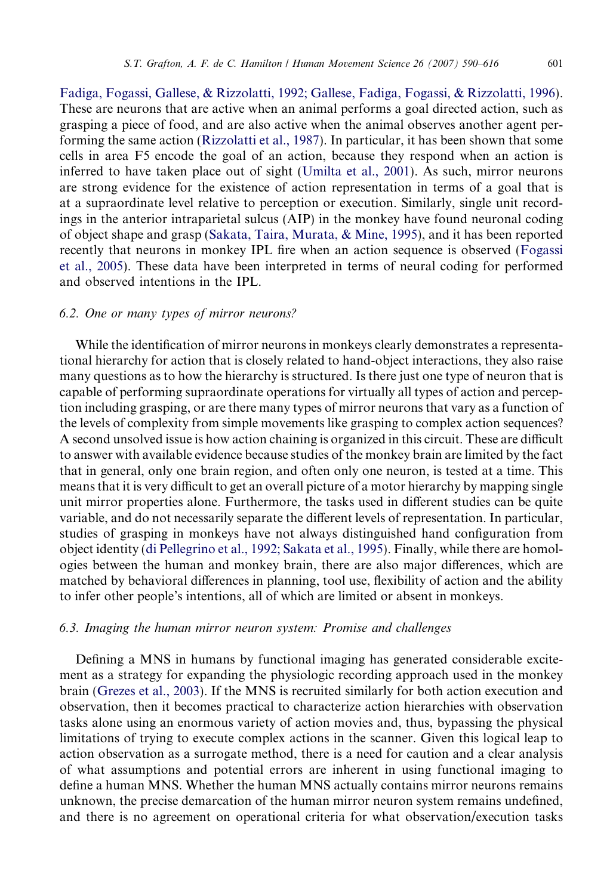Fadiga, Fogassi, Gallese, & Rizzolatti, 1992; Gallese, Fadiga, Fogassi, & Rizzolatti, 1996). These are neurons that are active when an animal performs a goal directed action, such as grasping a piece of food, and are also active when the animal observes another agent performing the same action (Rizzolatti et al., 1987). In particular, it has been shown that some cells in area F5 encode the goal of an action, because they respond when an action is inferred to have taken place out of sight (Umilta et al., 2001). As such, mirror neurons are strong evidence for the existence of action representation in terms of a goal that is at a supraordinate level relative to perception or execution. Similarly, single unit recordings in the anterior intraparietal sulcus (AIP) in the monkey have found neuronal coding of object shape and grasp (Sakata, Taira, Murata, & Mine, 1995), and it has been reported recently that neurons in monkey IPL fire when an action sequence is observed (Fogassi et al., 2005). These data have been interpreted in terms of neural coding for performed and observed intentions in the IPL.

### 6.2. One or many types of mirror neurons?

While the identification of mirror neurons in monkeys clearly demonstrates a representational hierarchy for action that is closely related to hand-object interactions, they also raise many questions as to how the hierarchy is structured. Is there just one type of neuron that is capable of performing supraordinate operations for virtually all types of action and perception including grasping, or are there many types of mirror neurons that vary as a function of the levels of complexity from simple movements like grasping to complex action sequences? A second unsolved issue is how action chaining is organized in this circuit. These are difficult to answer with available evidence because studies of the monkey brain are limited by the fact that in general, only one brain region, and often only one neuron, is tested at a time. This means that it is very difficult to get an overall picture of a motor hierarchy by mapping single unit mirror properties alone. Furthermore, the tasks used in different studies can be quite variable, and do not necessarily separate the different levels of representation. In particular, studies of grasping in monkeys have not always distinguished hand configuration from object identity (di Pellegrino et al., 1992; Sakata et al., 1995). Finally, while there are homologies between the human and monkey brain, there are also major differences, which are matched by behavioral differences in planning, tool use, flexibility of action and the ability to infer other people's intentions, all of which are limited or absent in monkeys.

### 6.3. Imaging the human mirror neuron system: Promise and challenges

Defining a MNS in humans by functional imaging has generated considerable excitement as a strategy for expanding the physiologic recording approach used in the monkey brain (Grezes et al., 2003). If the MNS is recruited similarly for both action execution and observation, then it becomes practical to characterize action hierarchies with observation tasks alone using an enormous variety of action movies and, thus, bypassing the physical limitations of trying to execute complex actions in the scanner. Given this logical leap to action observation as a surrogate method, there is a need for caution and a clear analysis of what assumptions and potential errors are inherent in using functional imaging to define a human MNS. Whether the human MNS actually contains mirror neurons remains unknown, the precise demarcation of the human mirror neuron system remains undefined, and there is no agreement on operational criteria for what observation/execution tasks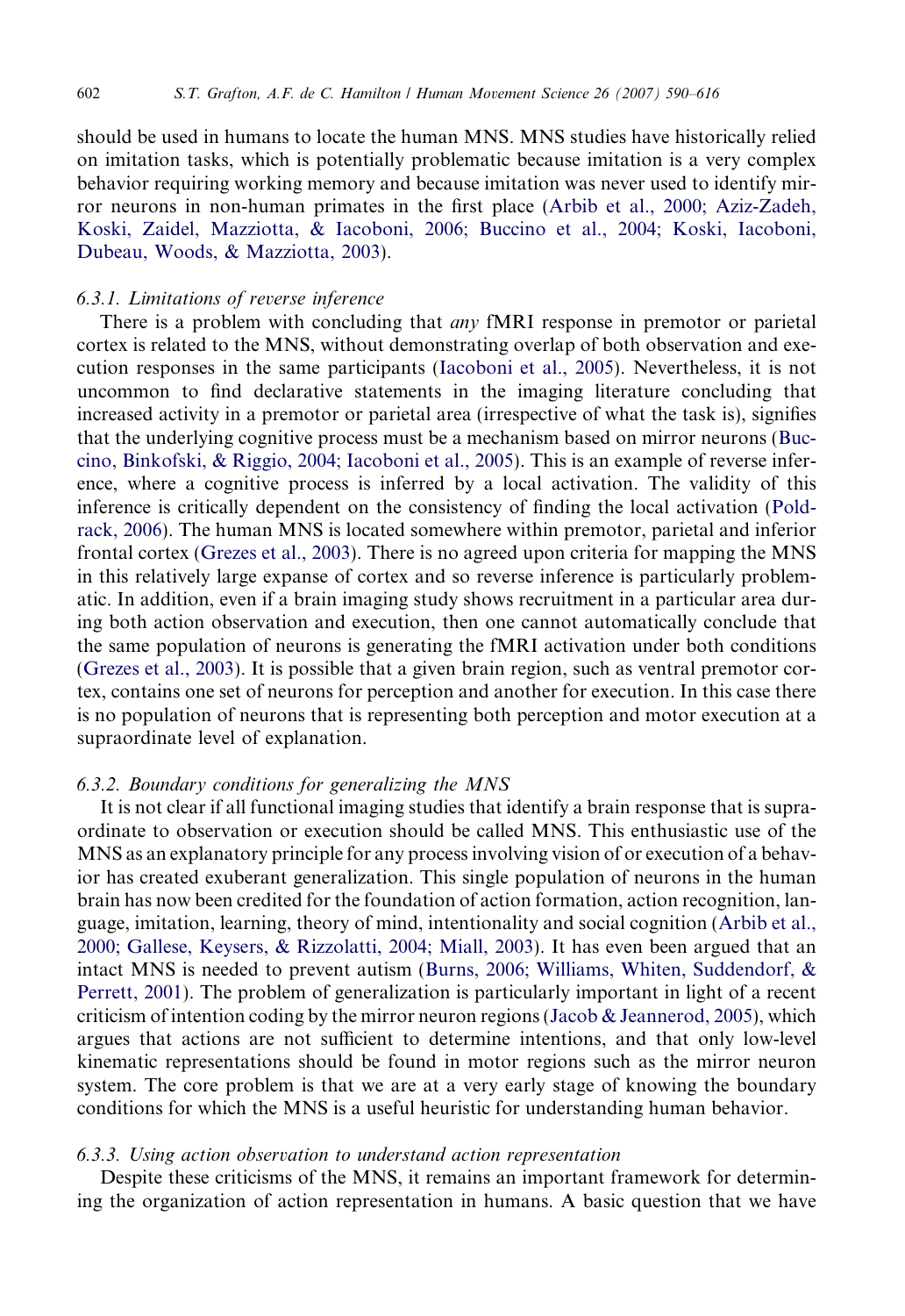should be used in humans to locate the human MNS. MNS studies have historically relied on imitation tasks, which is potentially problematic because imitation is a very complex behavior requiring working memory and because imitation was never used to identify mirror neurons in non-human primates in the first place (Arbib et al., 2000; Aziz-Zadeh, Koski, Zaidel, Mazziotta, & Iacoboni, 2006; Buccino et al., 2004; Koski, Iacoboni, Dubeau, Woods, & Mazziotta, 2003).

### 6.3.1. Limitations of reverse inference

There is a problem with concluding that *any* fMRI response in premotor or parietal cortex is related to the MNS, without demonstrating overlap of both observation and execution responses in the same participants (Iacoboni et al., 2005). Nevertheless, it is not uncommon to find declarative statements in the imaging literature concluding that increased activity in a premotor or parietal area (irrespective of what the task is), signifies that the underlying cognitive process must be a mechanism based on mirror neurons (Buccino, Binkofski, & Riggio, 2004; Iacoboni et al., 2005). This is an example of reverse inference, where a cognitive process is inferred by a local activation. The validity of this inference is critically dependent on the consistency of finding the local activation (Poldrack, 2006). The human MNS is located somewhere within premotor, parietal and inferior frontal cortex (Grezes et al., 2003). There is no agreed upon criteria for mapping the MNS in this relatively large expanse of cortex and so reverse inference is particularly problematic. In addition, even if a brain imaging study shows recruitment in a particular area during both action observation and execution, then one cannot automatically conclude that the same population of neurons is generating the fMRI activation under both conditions (Grezes et al., 2003). It is possible that a given brain region, such as ventral premotor cortex, contains one set of neurons for perception and another for execution. In this case there is no population of neurons that is representing both perception and motor execution at a supraordinate level of explanation.

### 6.3.2. Boundary conditions for generalizing the MNS

It is not clear if all functional imaging studies that identify a brain response that is supraordinate to observation or execution should be called MNS. This enthusiastic use of the MNS as an explanatory principle for any process involving vision of or execution of a behavior has created exuberant generalization. This single population of neurons in the human brain has now been credited for the foundation of action formation, action recognition, language, imitation, learning, theory of mind, intentionality and social cognition (Arbib et al., 2000; Gallese, Keysers, & Rizzolatti, 2004; Miall, 2003). It has even been argued that an intact MNS is needed to prevent autism (Burns, 2006; Williams, Whiten, Suddendorf, & Perrett, 2001). The problem of generalization is particularly important in light of a recent criticism of intention coding by the mirror neuron regions (Jacob & Jeannerod, 2005), which argues that actions are not sufficient to determine intentions, and that only low-level kinematic representations should be found in motor regions such as the mirror neuron system. The core problem is that we are at a very early stage of knowing the boundary conditions for which the MNS is a useful heuristic for understanding human behavior.

### 6.3.3. Using action observation to understand action representation

Despite these criticisms of the MNS, it remains an important framework for determining the organization of action representation in humans. A basic question that we have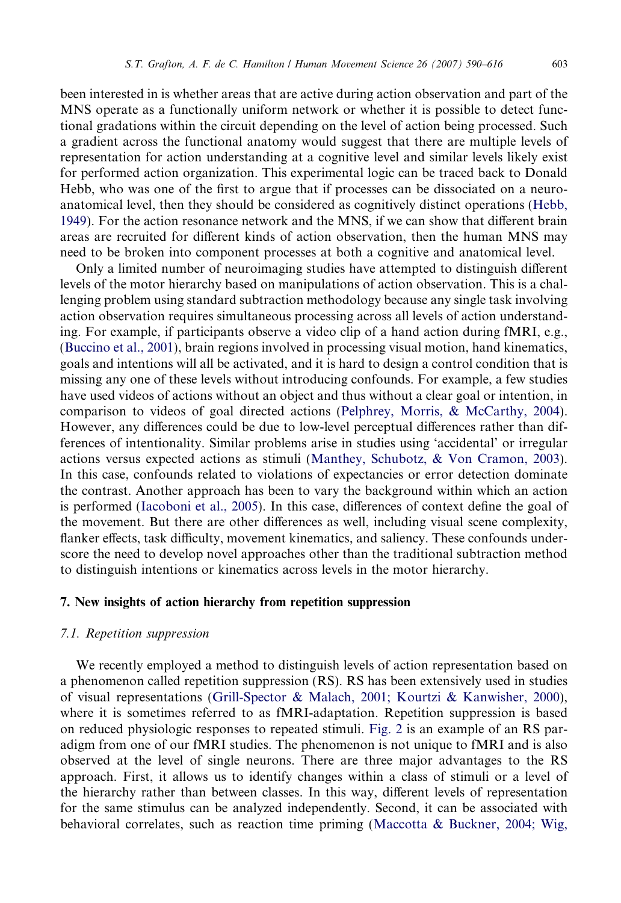been interested in is whether areas that are active during action observation and part of the MNS operate as a functionally uniform network or whether it is possible to detect functional gradations within the circuit depending on the level of action being processed. Such a gradient across the functional anatomy would suggest that there are multiple levels of representation for action understanding at a cognitive level and similar levels likely exist for performed action organization. This experimental logic can be traced back to Donald Hebb, who was one of the first to argue that if processes can be dissociated on a neuroanatomical level, then they should be considered as cognitively distinct operations (Hebb, 1949). For the action resonance network and the MNS, if we can show that different brain areas are recruited for different kinds of action observation, then the human MNS may need to be broken into component processes at both a cognitive and anatomical level.

Only a limited number of neuroimaging studies have attempted to distinguish different levels of the motor hierarchy based on manipulations of action observation. This is a challenging problem using standard subtraction methodology because any single task involving action observation requires simultaneous processing across all levels of action understanding. For example, if participants observe a video clip of a hand action during fMRI, e.g., (Buccino et al., 2001), brain regions involved in processing visual motion, hand kinematics, goals and intentions will all be activated, and it is hard to design a control condition that is missing any one of these levels without introducing confounds. For example, a few studies have used videos of actions without an object and thus without a clear goal or intention, in comparison to videos of goal directed actions (Pelphrey, Morris, & McCarthy, 2004). However, any differences could be due to low-level perceptual differences rather than differences of intentionality. Similar problems arise in studies using 'accidental' or irregular actions versus expected actions as stimuli (Manthey, Schubotz, & Von Cramon, 2003). In this case, confounds related to violations of expectancies or error detection dominate the contrast. Another approach has been to vary the background within which an action is performed (Iacoboni et al., 2005). In this case, differences of context define the goal of the movement. But there are other differences as well, including visual scene complexity, flanker effects, task difficulty, movement kinematics, and saliency. These confounds underscore the need to develop novel approaches other than the traditional subtraction method to distinguish intentions or kinematics across levels in the motor hierarchy.

## 7. New insights of action hierarchy from repetition suppression

### *7.1. Repetition suppression*

We recently employed a method to distinguish levels of action representation based on a phenomenon called repetition suppression (RS). RS has been extensively used in studies of visual representations (Grill-Spector & Malach, 2001; Kourtzi & Kanwisher, 2000), where it is sometimes referred to as fMRI-adaptation. Repetition suppression is based on reduced physiologic responses to repeated stimuli. Fig. 2 is an example of an RS paradigm from one of our fMRI studies. The phenomenon is not unique to fMRI and is also observed at the level of single neurons. There are three major advantages to the RS approach. First, it allows us to identify changes within a class of stimuli or a level of the hierarchy rather than between classes. In this way, different levels of representation for the same stimulus can be analyzed independently. Second, it can be associated with behavioral correlates, such as reaction time priming (Maccotta & Buckner, 2004; Wig,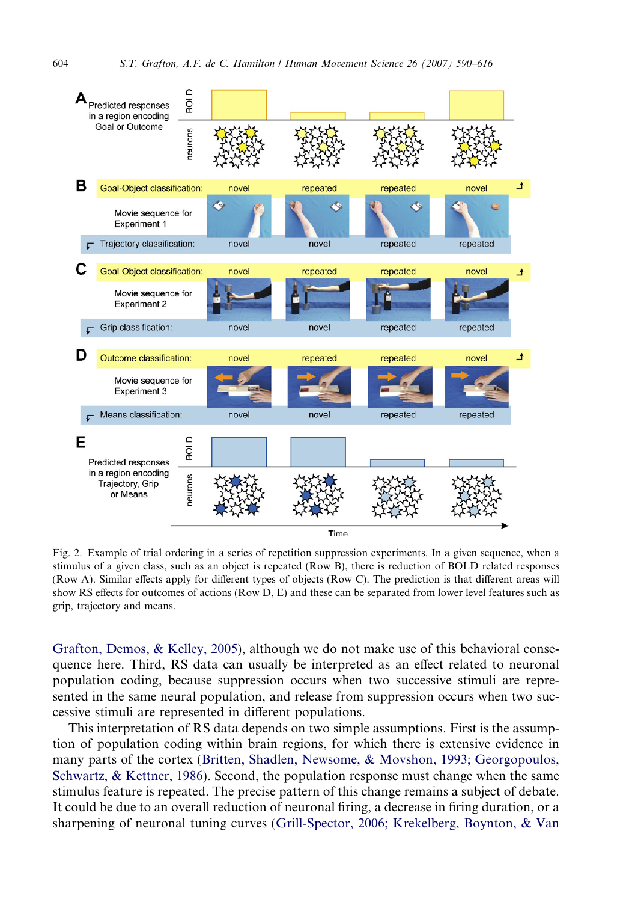Fig. 2. Example of trial ordering in a series of repetition suppression experiments. In a given sequence, when a stimulus of a given class, such as an object is repeated (Row B), there is reduction of BOLD related responses (Row A). Similar effects apply for different types of objects (Row C). The prediction is that different areas will show RS effects for outcomes of actions (Row D, E) and these can be separated from lower level features such as grip, trajectory and means.

Grafton, Demos, & Kelley, 2005), although we do not make use of this behavioral consequence here. Third, RS data can usually be interpreted as an effect related to neuronal population coding, because suppression occurs when two successive stimuli are represented in the same neural population, and release from suppression occurs when two successive stimuli are represented in different populations.

This interpretation of RS data depends on two simple assumptions. First is the assumption of population coding within brain regions, for which there is extensive evidence in many parts of the cortex (Britten, Shadlen, Newsome, & Movshon, 1993; Georgopoulos, Schwartz, & Kettner, 1986). Second, the population response must change when the same stimulus feature is repeated. The precise pattern of this change remains a subject of debate. It could be due to an overall reduction of neuronal firing, a decrease in firing duration, or a sharpening of neuronal tuning curves (Grill-Spector, 2006; Krekelberg, Boynton, & Van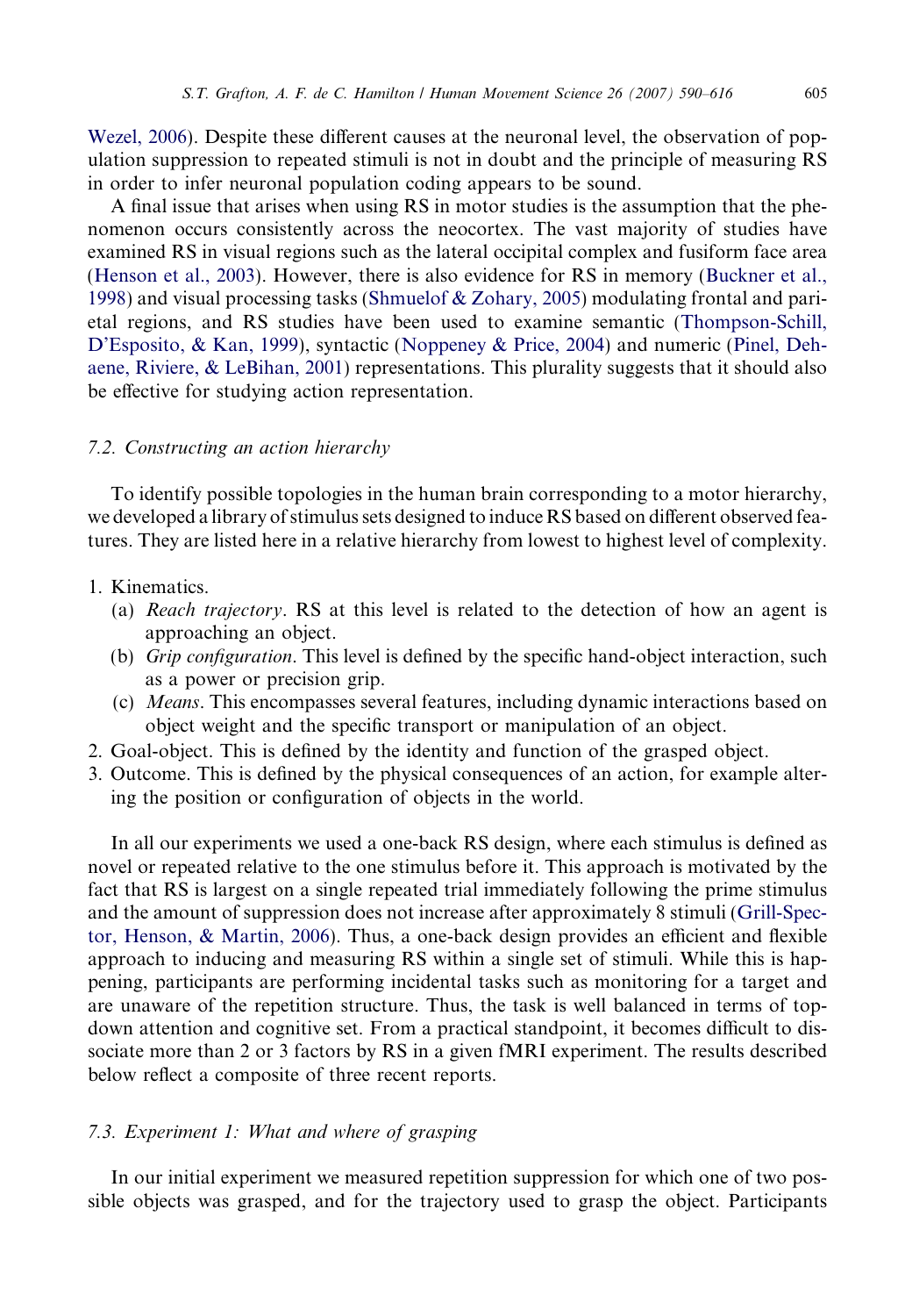Wezel, 2006). Despite these different causes at the neuronal level, the observation of population suppression to repeated stimuli is not in doubt and the principle of measuring RS in order to infer neuronal population coding appears to be sound.

A final issue that arises when using RS in motor studies is the assumption that the phenomenon occurs consistently across the neocortex. The vast majority of studies have examined RS in visual regions such as the lateral occipital complex and fusiform face area (Henson et al., 2003). However, there is also evidence for RS in memory (Buckner et al., 1998) and visual processing tasks (Shmuelof & Zohary, 2005) modulating frontal and parietal regions, and RS studies have been used to examine semantic (Thompson-Schill, D'Esposito, & Kan, 1999), syntactic (Noppeney & Price, 2004) and numeric (Pinel, Dehaene, Riviere, & LeBihan, 2001) representations. This plurality suggests that it should also be effective for studying action representation.

### 7.2. Constructing an action hierarchy

To identify possible topologies in the human brain corresponding to a motor hierarchy, we developed a library of stimulus sets designed to induce RS based on different observed features. They are listed here in a relative hierarchy from lowest to highest level of complexity.

1. Kinematics.
   (a) *Reach trajectory*. RS at this level is related to the detection of how an agent is approaching an object.
   (b) *Grip configuration*. This level is defined by the specific hand-object interaction, such as a power or precision grip.
   (c) *Means*. This encompasses several features, including dynamic interactions based on object weight and the specific transport or manipulation of an object.
2. Goal-object. This is defined by the identity and function of the grasped object.
3. Outcome. This is defined by the physical consequences of an action, for example altering the position or configuration of objects in the world.

In all our experiments we used a one-back RS design, where each stimulus is defined as novel or repeated relative to the one stimulus before it. This approach is motivated by the fact that RS is largest on a single repeated trial immediately following the prime stimulus and the amount of suppression does not increase after approximately 8 stimuli (Grill-Spector, Henson, & Martin, 2006). Thus, a one-back design provides an efficient and flexible approach to inducing and measuring RS within a single set of stimuli. While this is happening, participants are performing incidental tasks such as monitoring for a target and are unaware of the repetition structure. Thus, the task is well balanced in terms of top-down attention and cognitive set. From a practical standpoint, it becomes difficult to dissociate more than 2 or 3 factors by RS in a given fMRI experiment. The results described below reflect a composite of three recent reports.

### 7.3. Experiment 1: What and where of grasping

In our initial experiment we measured repetition suppression for which one of two possible objects was grasped, and for the trajectory used to grasp the object. Participants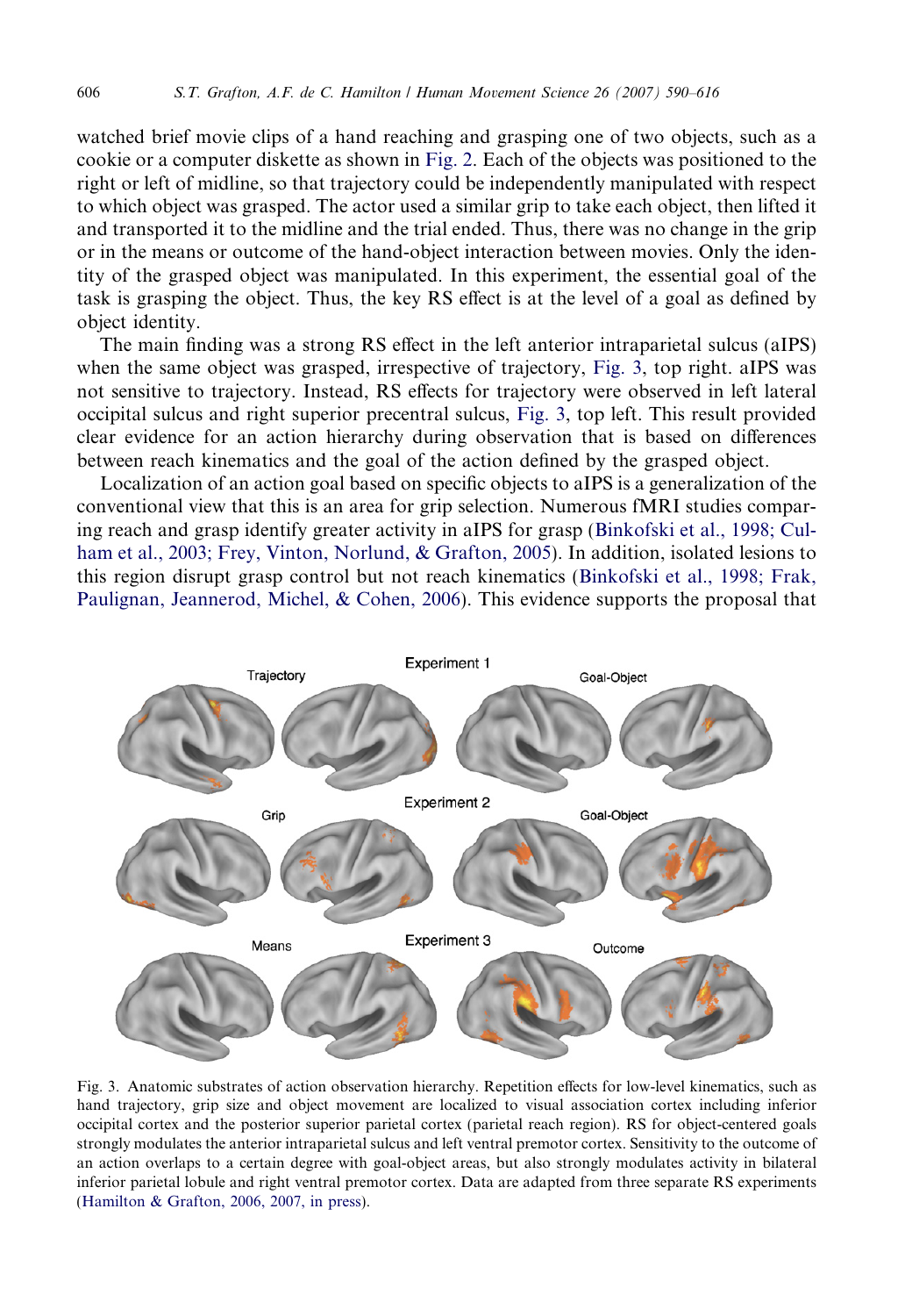watched brief movie clips of a hand reaching and grasping one of two objects, such as a cookie or a computer diskette as shown in Fig. 2. Each of the objects was positioned to the right or left of midline, so that trajectory could be independently manipulated with respect to which object was grasped. The actor used a similar grip to take each object, then lifted it and transported it to the midline and the trial ended. Thus, there was no change in the grip or in the means or outcome of the hand-object interaction between movies. Only the identity of the grasped object was manipulated. In this experiment, the essential goal of the task is grasping the object. Thus, the key RS effect is at the level of a goal as defined by object identity.

The main finding was a strong RS effect in the left anterior intraparietal sulcus (aIPS) when the same object was grasped, irrespective of trajectory, Fig. 3, top right. aIPS was not sensitive to trajectory. Instead, RS effects for trajectory were observed in left lateral occipital sulcus and right superior precentral sulcus, Fig. 3, top left. This result provided clear evidence for an action hierarchy during observation that is based on differences between reach kinematics and the goal of the action defined by the grasped object.

Localization of an action goal based on specific objects to aIPS is a generalization of the conventional view that this is an area for grip selection. Numerous fMRI studies comparing reach and grasp identify greater activity in aIPS for grasp (Binkofski et al., 1998; Culham et al., 2003; Frey, Vinton, Norlund, & Grafton, 2005). In addition, isolated lesions to this region disrupt grasp control but not reach kinematics (Binkofski et al., 1998; Frak, Paulignan, Jeannerod, Michel, & Cohen, 2006). This evidence supports the proposal that

Fig. 3. Anatomic substrates of action observation hierarchy. Repetition effects for low-level kinematics, such as hand trajectory, grip size and object movement are localized to visual association cortex including inferior occipital cortex and the posterior superior parietal cortex (parietal reach region). RS for object-centered goals strongly modulates the anterior intraparietal sulcus and left ventral premotor cortex. Sensitivity to the outcome of an action overlaps to a certain degree with goal-object areas, but also strongly modulates activity in bilateral inferior parietal lobule and right ventral premotor cortex. Data are adapted from three separate RS experiments (Hamilton & Grafton, 2006, 2007, in press).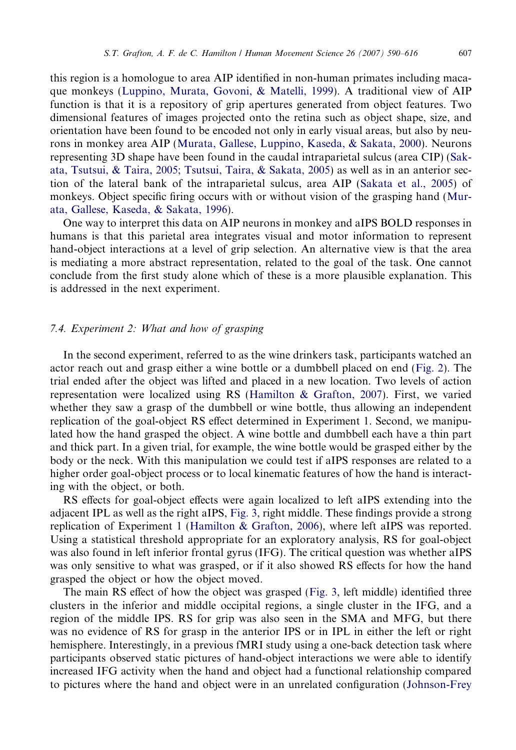this region is a homologue to area AIP identified in non-human primates including macaque monkeys (Luppino, Murata, Govoni, & Matelli, 1999). A traditional view of AIP function is that it is a repository of grip apertures generated from object features. Two dimensional features of images projected onto the retina such as object shape, size, and orientation have been found to be encoded not only in early visual areas, but also by neurons in monkey area AIP (Murata, Gallese, Luppino, Kaseda, & Sakata, 2000). Neurons representing 3D shape have been found in the caudal intraparietal sulcus (area CIP) (Sakata, Tsutsui, & Taira, 2005; Tsutsui, Taira, & Sakata, 2005) as well as in an anterior section of the lateral bank of the intraparietal sulcus, area AIP (Sakata et al., 2005) of monkeys. Object specific firing occurs with or without vision of the grasping hand (Murata, Gallese, Kaseda, & Sakata, 1996).

One way to interpret this data on AIP neurons in monkey and aIPS BOLD responses in humans is that this parietal area integrates visual and motor information to represent hand-object interactions at a level of grip selection. An alternative view is that the area is mediating a more abstract representation, related to the goal of the task. One cannot conclude from the first study alone which of these is a more plausible explanation. This is addressed in the next experiment.

### 7.4. Experiment 2: What and how of grasping

In the second experiment, referred to as the wine drinkers task, participants watched an actor reach out and grasp either a wine bottle or a dumbbell placed on end (Fig. 2). The trial ended after the object was lifted and placed in a new location. Two levels of action representation were localized using RS (Hamilton & Grafton, 2007). First, we varied whether they saw a grasp of the dumbbell or wine bottle, thus allowing an independent replication of the goal-object RS effect determined in Experiment 1. Second, we manipulated how the hand grasped the object. A wine bottle and dumbbell each have a thin part and thick part. In a given trial, for example, the wine bottle would be grasped either by the body or the neck. With this manipulation we could test if aIPS responses are related to a higher order goal-object process or to local kinematic features of how the hand is interacting with the object, or both.

RS effects for goal-object effects were again localized to left aIPS extending into the adjacent IPL as well as the right aIPS, Fig. 3, right middle. These findings provide a strong replication of Experiment 1 (Hamilton & Grafton, 2006), where left aIPS was reported. Using a statistical threshold appropriate for an exploratory analysis, RS for goal-object was also found in left inferior frontal gyrus (IFG). The critical question was whether aIPS was only sensitive to what was grasped, or if it also showed RS effects for how the hand grasped the object or how the object moved.

The main RS effect of how the object was grasped (Fig. 3, left middle) identified three clusters in the inferior and middle occipital regions, a single cluster in the IFG, and a region of the middle IPS. RS for grip was also seen in the SMA and MFG, but there was no evidence of RS for grasp in the anterior IPS or in IPL in either the left or right hemisphere. Interestingly, in a previous fMRI study using a one-back detection task where participants observed static pictures of hand-object interactions we were able to identify increased IFG activity when the hand and object had a functional relationship compared to pictures where the hand and object were in an unrelated configuration (Johnson-Frey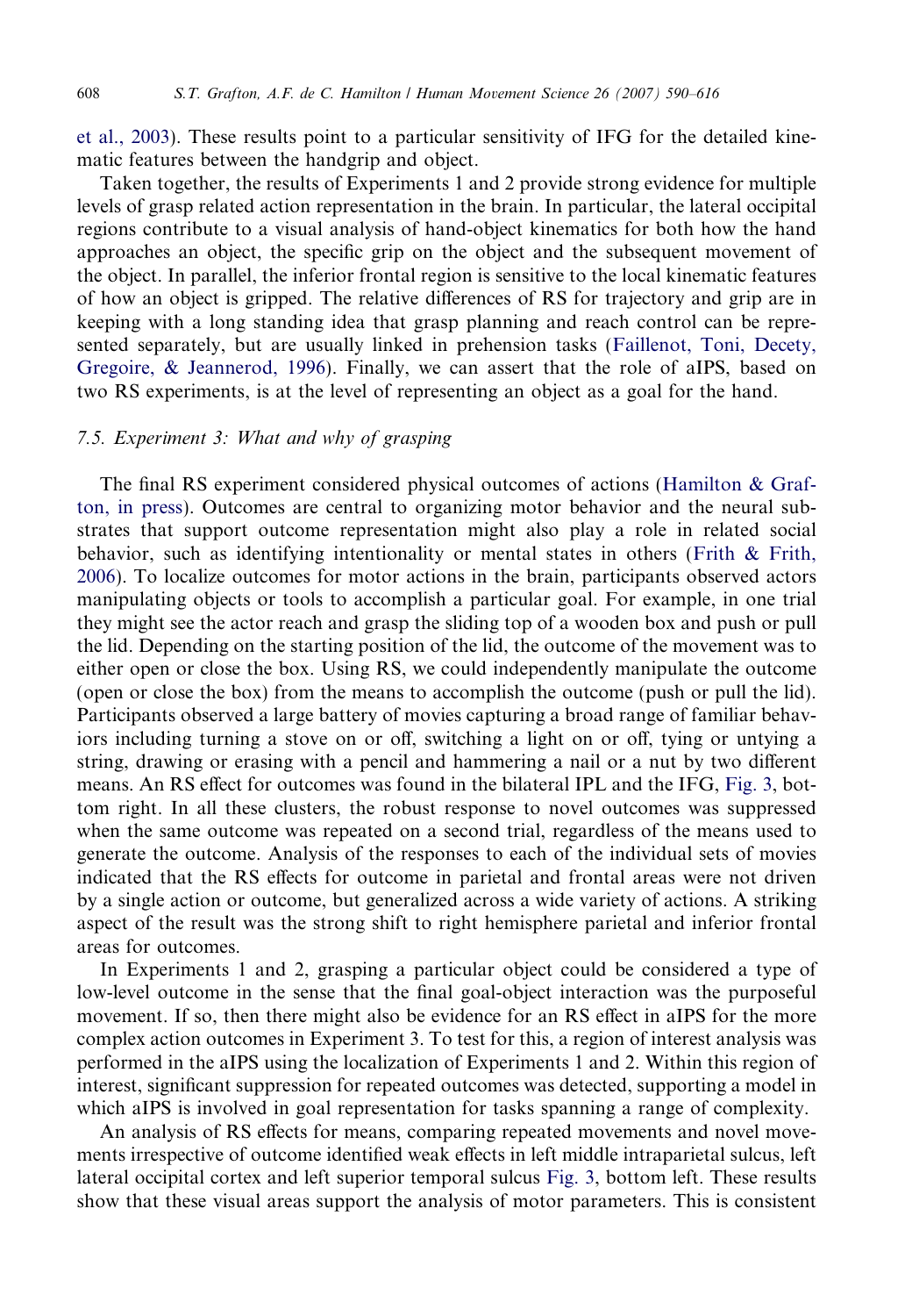et al., 2003). These results point to a particular sensitivity of IFG for the detailed kinematic features between the handgrip and object.

Taken together, the results of Experiments 1 and 2 provide strong evidence for multiple levels of grasp related action representation in the brain. In particular, the lateral occipital regions contribute to a visual analysis of hand-object kinematics for both how the hand approaches an object, the specific grip on the object and the subsequent movement of the object. In parallel, the inferior frontal region is sensitive to the local kinematic features of how an object is gripped. The relative differences of RS for trajectory and grip are in keeping with a long standing idea that grasp planning and reach control can be represented separately, but are usually linked in prehension tasks (Faillenot, Toni, Decety, Gregoire, & Jeannerod, 1996). Finally, we can assert that the role of aIPS, based on two RS experiments, is at the level of representing an object as a goal for the hand.

### 7.5. Experiment 3: What and why of grasping

The final RS experiment considered physical outcomes of actions (Hamilton & Grafton, in press). Outcomes are central to organizing motor behavior and the neural substrates that support outcome representation might also play a role in related social behavior, such as identifying intentionality or mental states in others (Frith & Frith, 2006). To localize outcomes for motor actions in the brain, participants observed actors manipulating objects or tools to accomplish a particular goal. For example, in one trial they might see the actor reach and grasp the sliding top of a wooden box and push or pull the lid. Depending on the starting position of the lid, the outcome of the movement was to either open or close the box. Using RS, we could independently manipulate the outcome (open or close the box) from the means to accomplish the outcome (push or pull the lid). Participants observed a large battery of movies capturing a broad range of familiar behaviors including turning a stove on or off, switching a light on or off, tying or untying a string, drawing or erasing with a pencil and hammering a nail or a nut by two different means. An RS effect for outcomes was found in the bilateral IPL and the IFG, Fig. 3, bottom right. In all these clusters, the robust response to novel outcomes was suppressed when the same outcome was repeated on a second trial, regardless of the means used to generate the outcome. Analysis of the responses to each of the individual sets of movies indicated that the RS effects for outcome in parietal and frontal areas were not driven by a single action or outcome, but generalized across a wide variety of actions. A striking aspect of the result was the strong shift to right hemisphere parietal and inferior frontal areas for outcomes.

In Experiments 1 and 2, grasping a particular object could be considered a type of low-level outcome in the sense that the final goal-object interaction was the purposeful movement. If so, then there might also be evidence for an RS effect in aIPS for the more complex action outcomes in Experiment 3. To test for this, a region of interest analysis was performed in the aIPS using the localization of Experiments 1 and 2. Within this region of interest, significant suppression for repeated outcomes was detected, supporting a model in which aIPS is involved in goal representation for tasks spanning a range of complexity.

An analysis of RS effects for means, comparing repeated movements and novel movements irrespective of outcome identified weak effects in left middle intraparietal sulcus, left lateral occipital cortex and left superior temporal sulcus Fig. 3, bottom left. These results show that these visual areas support the analysis of motor parameters. This is consistent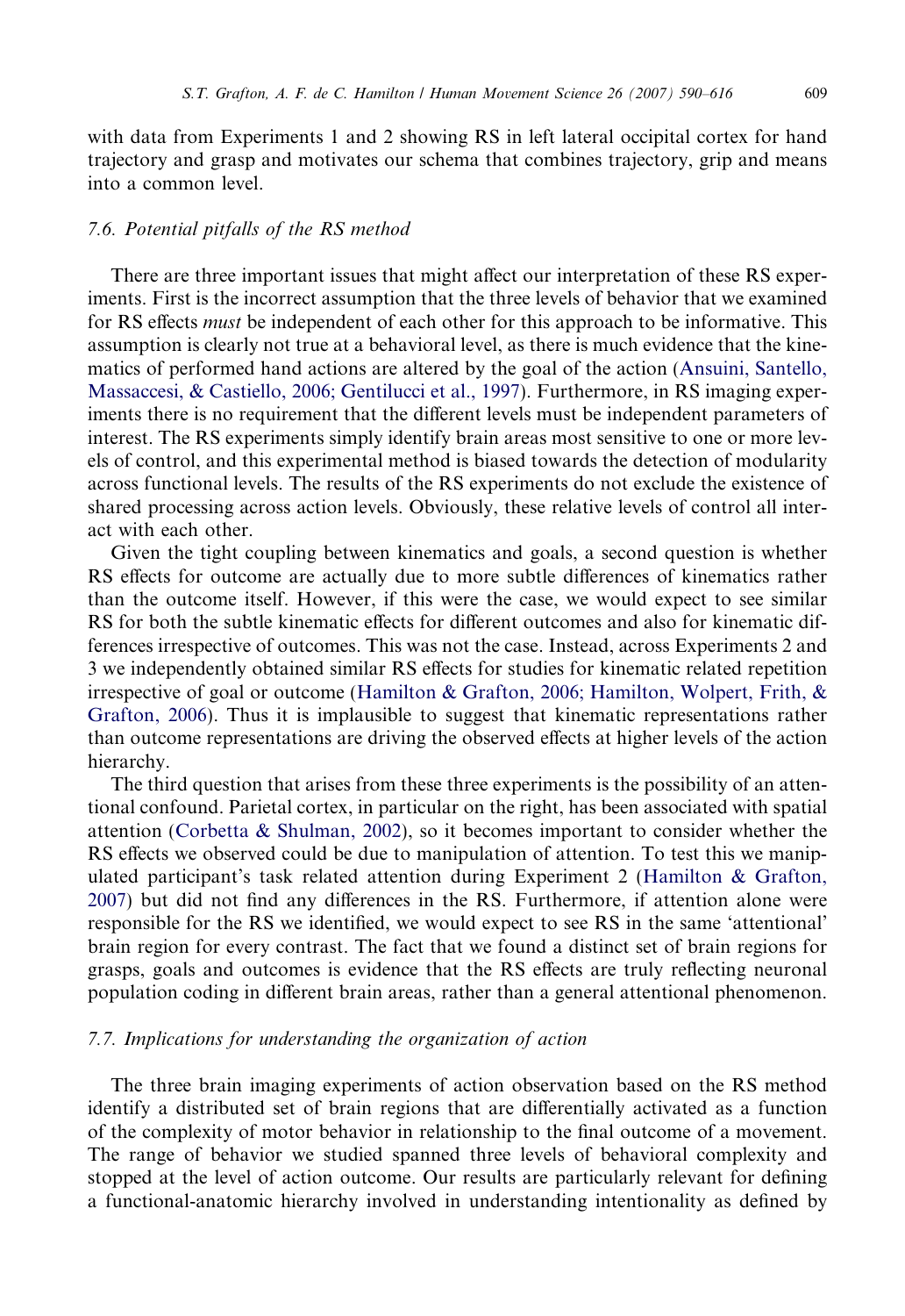with data from Experiments 1 and 2 showing RS in left lateral occipital cortex for hand trajectory and grasp and motivates our schema that combines trajectory, grip and means into a common level.

### 7.6. Potential pitfalls of the RS method

There are three important issues that might affect our interpretation of these RS experiments. First is the incorrect assumption that the three levels of behavior that we examined for RS effects *must* be independent of each other for this approach to be informative. This assumption is clearly not true at a behavioral level, as there is much evidence that the kinematics of performed hand actions are altered by the goal of the action (Ansuini, Santello, Massaccesi, & Castiello, 2006; Gentilucci et al., 1997). Furthermore, in RS imaging experiments there is no requirement that the different levels must be independent parameters of interest. The RS experiments simply identify brain areas most sensitive to one or more levels of control, and this experimental method is biased towards the detection of modularity across functional levels. The results of the RS experiments do not exclude the existence of shared processing across action levels. Obviously, these relative levels of control all interact with each other.

Given the tight coupling between kinematics and goals, a second question is whether RS effects for outcome are actually due to more subtle differences of kinematics rather than the outcome itself. However, if this were the case, we would expect to see similar RS for both the subtle kinematic effects for different outcomes and also for kinematic differences irrespective of outcomes. This was not the case. Instead, across Experiments 2 and 3 we independently obtained similar RS effects for studies for kinematic related repetition irrespective of goal or outcome (Hamilton & Grafton, 2006; Hamilton, Wolpert, Frith, & Grafton, 2006). Thus it is implausible to suggest that kinematic representations rather than outcome representations are driving the observed effects at higher levels of the action hierarchy.

The third question that arises from these three experiments is the possibility of an attentional confound. Parietal cortex, in particular on the right, has been associated with spatial attention (Corbetta & Shulman, 2002), so it becomes important to consider whether the RS effects we observed could be due to manipulation of attention. To test this we manipulated participant's task related attention during Experiment 2 (Hamilton & Grafton, 2007) but did not find any differences in the RS. Furthermore, if attention alone were responsible for the RS we identified, we would expect to see RS in the same 'attentional' brain region for every contrast. The fact that we found a distinct set of brain regions for grasps, goals and outcomes is evidence that the RS effects are truly reflecting neuronal population coding in different brain areas, rather than a general attentional phenomenon.

### 7.7. Implications for understanding the organization of action

The three brain imaging experiments of action observation based on the RS method identify a distributed set of brain regions that are differentially activated as a function of the complexity of motor behavior in relationship to the final outcome of a movement. The range of behavior we studied spanned three levels of behavioral complexity and stopped at the level of action outcome. Our results are particularly relevant for defining a functional-anatomic hierarchy involved in understanding intentionality as defined by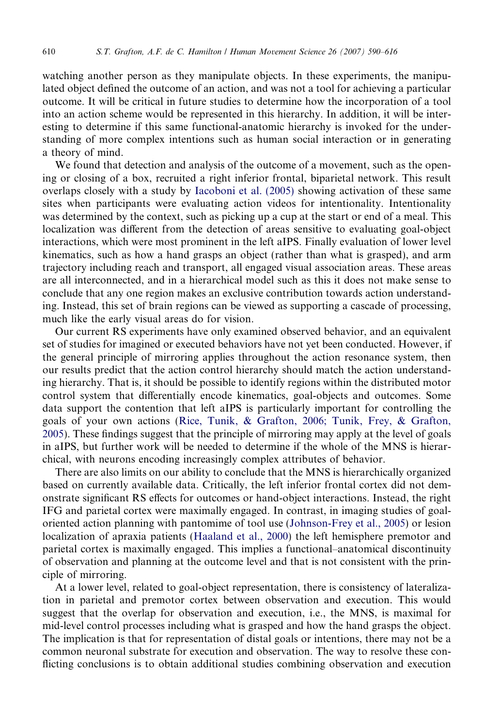watching another person as they manipulate objects. In these experiments, the manipulated object defined the outcome of an action, and was not a tool for achieving a particular outcome. It will be critical in future studies to determine how the incorporation of a tool into an action scheme would be represented in this hierarchy. In addition, it will be interesting to determine if this same functional-anatomic hierarchy is invoked for the understanding of more complex intentions such as human social interaction or in generating a theory of mind.

We found that detection and analysis of the outcome of a movement, such as the opening or closing of a box, recruited a right inferior frontal, biparietal network. This result overlaps closely with a study by Iacoboni et al. (2005) showing activation of these same sites when participants were evaluating action videos for intentionality. Intentionality was determined by the context, such as picking up a cup at the start or end of a meal. This localization was different from the detection of areas sensitive to evaluating goal-object interactions, which were most prominent in the left aIPS. Finally evaluation of lower level kinematics, such as how a hand grasps an object (rather than what is grasped), and arm trajectory including reach and transport, all engaged visual association areas. These areas are all interconnected, and in a hierarchical model such as this it does not make sense to conclude that any one region makes an exclusive contribution towards action understanding. Instead, this set of brain regions can be viewed as supporting a cascade of processing, much like the early visual areas do for vision.

Our current RS experiments have only examined observed behavior, and an equivalent set of studies for imagined or executed behaviors have not yet been conducted. However, if the general principle of mirroring applies throughout the action resonance system, then our results predict that the action control hierarchy should match the action understanding hierarchy. That is, it should be possible to identify regions within the distributed motor control system that differentially encode kinematics, goal-objects and outcomes. Some data support the contention that left aIPS is particularly important for controlling the goals of your own actions (Rice, Tunik, & Grafton, 2006; Tunik, Frey, & Grafton, 2005). These findings suggest that the principle of mirroring may apply at the level of goals in aIPS, but further work will be needed to determine if the whole of the MNS is hierarchical, with neurons encoding increasingly complex attributes of behavior.

There are also limits on our ability to conclude that the MNS is hierarchically organized based on currently available data. Critically, the left inferior frontal cortex did not demonstrate significant RS effects for outcomes or hand-object interactions. Instead, the right IFG and parietal cortex were maximally engaged. In contrast, in imaging studies of goal-oriented action planning with pantomime of tool use (Johnson-Frey et al., 2005) or lesion localization of apraxia patients (Haaland et al., 2000) the left hemisphere premotor and parietal cortex is maximally engaged. This implies a functional–anatomical discontinuity of observation and planning at the outcome level and that is not consistent with the principle of mirroring.

At a lower level, related to goal-object representation, there is consistency of lateralization in parietal and premotor cortex between observation and execution. This would suggest that the overlap for observation and execution, i.e., the MNS, is maximal for mid-level control processes including what is grasped and how the hand grasps the object. The implication is that for representation of distal goals or intentions, there may not be a common neuronal substrate for execution and observation. The way to resolve these conflicting conclusions is to obtain additional studies combining observation and execution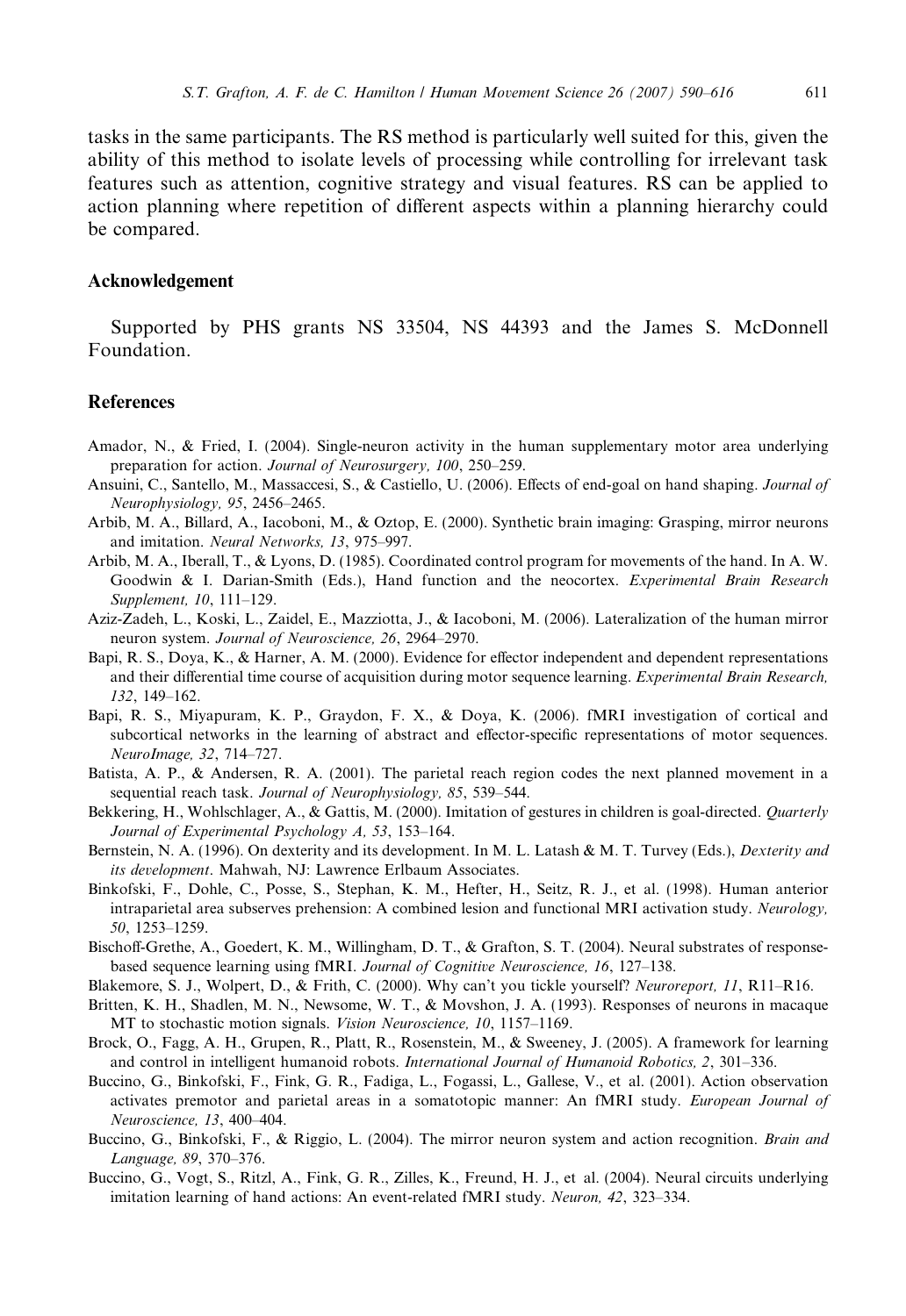tasks in the same participants. The RS method is particularly well suited for this, given the ability of this method to isolate levels of processing while controlling for irrelevant task features such as attention, cognitive strategy and visual features. RS can be applied to action planning where repetition of different aspects within a planning hierarchy could be compared.

## Acknowledgement

Supported by PHS grants NS 33504, NS 44393 and the James S. McDonnell Foundation.

## References

Amador, N., & Fried, I. (2004). Single-neuron activity in the human supplementary motor area underlying preparation for action. *Journal of Neurosurgery, 100*, 250–259.

Ansuini, C., Santello, M., Massaccesi, S., & Castiello, U. (2006). Effects of end-goal on hand shaping. *Journal of Neurophysiology, 95*, 2456–2465.

Arbib, M. A., Billard, A., Iacoboni, M., & Oztop, E. (2000). Synthetic brain imaging: Grasping, mirror neurons and imitation. *Neural Networks, 13*, 975–997.

Arbib, M. A., Iberall, T., & Lyons, D. (1985). Coordinated control program for movements of the hand. In A. W. Goodwin & I. Darian-Smith (Eds.), Hand function and the neocortex. *Experimental Brain Research Supplement, 10*, 111–129.

Aziz-Zadeh, L., Koski, L., Zaidel, E., Mazziotta, J., & Iacoboni, M. (2006). Lateralization of the human mirror neuron system. *Journal of Neuroscience, 26*, 2964–2970.

Bapi, R. S., Doya, K., & Harner, A. M. (2000). Evidence for effector independent and dependent representations and their differential time course of acquisition during motor sequence learning. *Experimental Brain Research, 132*, 149–162.

Bapi, R. S., Miyapuram, K. P., Graydon, F. X., & Doya, K. (2006). fMRI investigation of cortical and subcortical networks in the learning of abstract and effector-specific representations of motor sequences. *NeuroImage, 32*, 714–727.

Batista, A. P., & Andersen, R. A. (2001). The parietal reach region codes the next planned movement in a sequential reach task. *Journal of Neurophysiology, 85*, 539–544.

Bekkering, H., Wohlschlager, A., & Gattis, M. (2000). Imitation of gestures in children is goal-directed. *Quarterly Journal of Experimental Psychology A, 53*, 153–164.

Bernstein, N. A. (1996). On dexterity and its development. In M. L. Latash & M. T. Turvey (Eds.), *Dexterity and its development*. Mahwah, NJ: Lawrence Erlbaum Associates.

Binkofski, F., Dohle, C., Posse, S., Stephan, K. M., Hefter, H., Seitz, R. J., et al. (1998). Human anterior intraparietal area subserves prehension: A combined lesion and functional MRI activation study. *Neurology, 50*, 1253–1259.

Bischoff-Grethe, A., Goedert, K. M., Willingham, D. T., & Grafton, S. T. (2004). Neural substrates of response-based sequence learning using fMRI. *Journal of Cognitive Neuroscience, 16*, 127–138.

Blakemore, S. J., Wolpert, D., & Frith, C. (2000). Why can't you tickle yourself? *Neuroreport, 11*, R11–R16.

Britten, K. H., Shadlen, M. N., Newsome, W. T., & Movshon, J. A. (1993). Responses of neurons in macaque MT to stochastic motion signals. *Vision Neuroscience, 10*, 1157–1169.

Brock, O., Fagg, A. H., Grupen, R., Platt, R., Rosenstein, M., & Sweeney, J. (2005). A framework for learning and control in intelligent humanoid robots. *International Journal of Humanoid Robotics, 2*, 301–336.

Buccino, G., Binkofski, F., Fink, G. R., Fadiga, L., Fogassi, L., Gallese, V., et al. (2001). Action observation activates premotor and parietal areas in a somatotopic manner: An fMRI study. *European Journal of Neuroscience, 13*, 400–404.

Buccino, G., Binkofski, F., & Riggio, L. (2004). The mirror neuron system and action recognition. *Brain and Language, 89*, 370–376.

Buccino, G., Vogt, S., Ritzl, A., Fink, G. R., Zilles, K., Freund, H. J., et al. (2004). Neural circuits underlying imitation learning of hand actions: An event-related fMRI study. *Neuron, 42*, 323–334.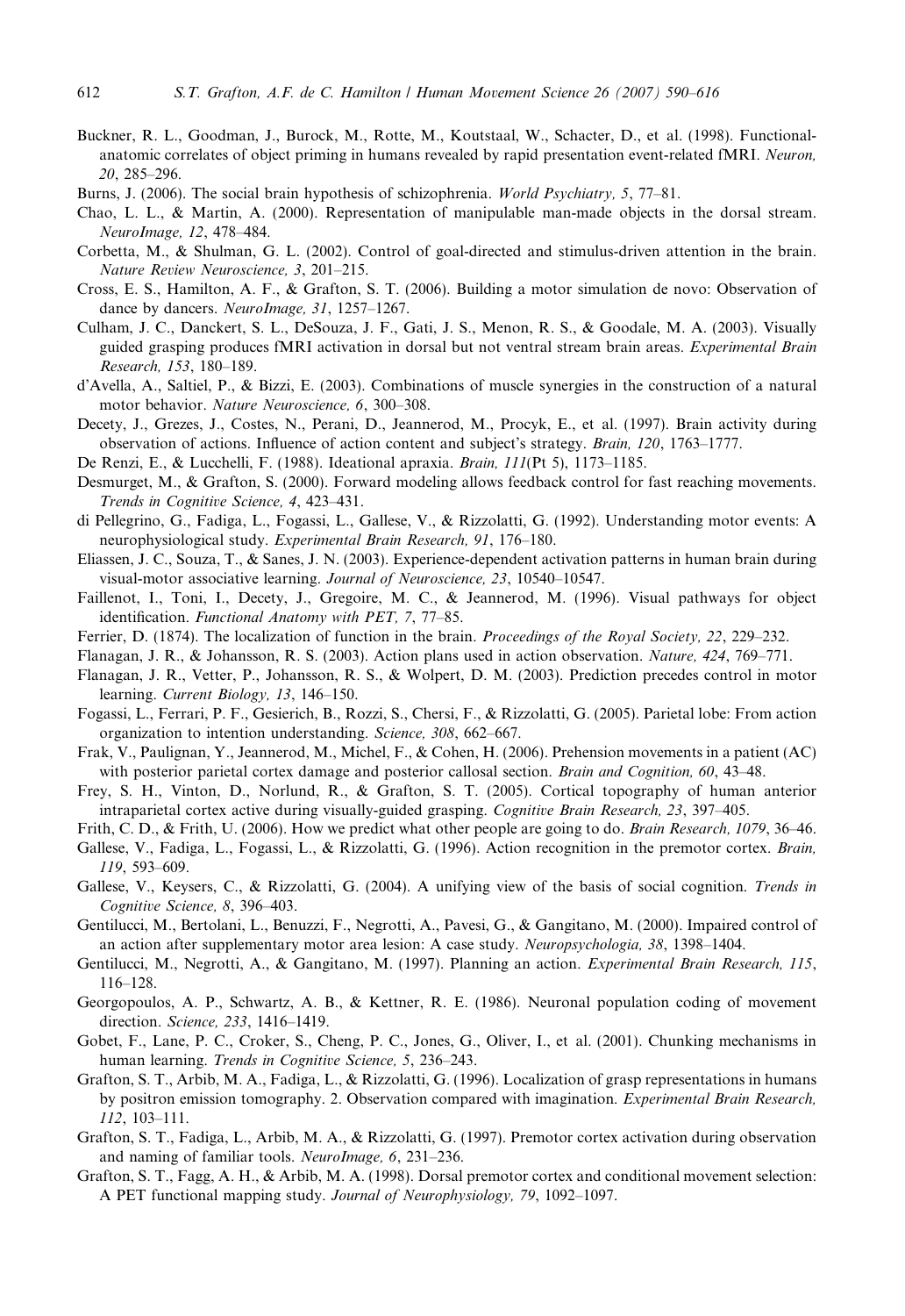Buckner, R. L., Goodman, J., Burock, M., Rotte, M., Koutstaal, W., Schacter, D., et al. (1998). Functional-anatomic correlates of object priming in humans revealed by rapid presentation event-related fMRI. *Neuron, 20*, 285–296.

Burns, J. (2006). The social brain hypothesis of schizophrenia. *World Psychiatry, 5*, 77–81.

Chao, L. L., & Martin, A. (2000). Representation of manipulable man-made objects in the dorsal stream. *NeuroImage, 12*, 478–484.

Corbetta, M., & Shulman, G. L. (2002). Control of goal-directed and stimulus-driven attention in the brain. *Nature Review Neuroscience, 3*, 201–215.

Cross, E. S., Hamilton, A. F., & Grafton, S. T. (2006). Building a motor simulation de novo: Observation of dance by dancers. *NeuroImage, 31*, 1257–1267.

Culham, J. C., Danckert, S. L., DeSouza, J. F., Gati, J. S., Menon, R. S., & Goodale, M. A. (2003). Visually guided grasping produces fMRI activation in dorsal but not ventral stream brain areas. *Experimental Brain Research, 153*, 180–189.

d'Avella, A., Saltiel, P., & Bizzi, E. (2003). Combinations of muscle synergies in the construction of a natural motor behavior. *Nature Neuroscience, 6*, 300–308.

Decety, J., Grezes, J., Costes, N., Perani, D., Jeannerod, M., Procyk, E., et al. (1997). Brain activity during observation of actions. Influence of action content and subject's strategy. *Brain, 120*, 1763–1777.

De Renzi, E., & Lucchelli, F. (1988). Ideational apraxia. *Brain, 111*(Pt 5), 1173–1185.

Desmurget, M., & Grafton, S. (2000). Forward modeling allows feedback control for fast reaching movements. *Trends in Cognitive Science, 4*, 423–431.

di Pellegrino, G., Fadiga, L., Fogassi, L., Gallese, V., & Rizzolatti, G. (1992). Understanding motor events: A neurophysiological study. *Experimental Brain Research, 91*, 176–180.

Eliassen, J. C., Souza, T., & Sanes, J. N. (2003). Experience-dependent activation patterns in human brain during visual-motor associative learning. *Journal of Neuroscience, 23*, 10540–10547.

Faillenot, I., Toni, I., Decety, J., Gregoire, M. C., & Jeannerod, M. (1996). Visual pathways for object identification. *Functional Anatomy with PET, 7*, 77–85.

Ferrier, D. (1874). The localization of function in the brain. *Proceedings of the Royal Society, 22*, 229–232.

Flanagan, J. R., & Johansson, R. S. (2003). Action plans used in action observation. *Nature, 424*, 769–771.

Flanagan, J. R., Vetter, P., Johansson, R. S., & Wolpert, D. M. (2003). Prediction precedes control in motor learning. *Current Biology, 13*, 146–150.

Fogassi, L., Ferrari, P. F., Gesierich, B., Rozzi, S., Chersi, F., & Rizzolatti, G. (2005). Parietal lobe: From action organization to intention understanding. *Science, 308*, 662–667.

Frak, V., Paulignan, Y., Jeannerod, M., Michel, F., & Cohen, H. (2006). Prehension movements in a patient (AC) with posterior parietal cortex damage and posterior callosal section. *Brain and Cognition, 60*, 43–48.

Frey, S. H., Vinton, D., Norlund, R., & Grafton, S. T. (2005). Cortical topography of human anterior intraparietal cortex active during visually-guided grasping. *Cognitive Brain Research, 23*, 397–405.

Frith, C. D., & Frith, U. (2006). How we predict what other people are going to do. *Brain Research, 1079*, 36–46.

Gallese, V., Fadiga, L., Fogassi, L., & Rizzolatti, G. (1996). Action recognition in the premotor cortex. *Brain, 119*, 593–609.

Gallese, V., Keysers, C., & Rizzolatti, G. (2004). A unifying view of the basis of social cognition. *Trends in Cognitive Science, 8*, 396–403.

Gentilucci, M., Bertolani, L., Benuzzi, F., Negrotti, A., Pavesi, G., & Gangitano, M. (2000). Impaired control of an action after supplementary motor area lesion: A case study. *Neuropsychologia, 38*, 1398–1404.

Gentilucci, M., Negrotti, A., & Gangitano, M. (1997). Planning an action. *Experimental Brain Research, 115*, 116–128.

Georgopoulos, A. P., Schwartz, A. B., & Kettner, R. E. (1986). Neuronal population coding of movement direction. *Science, 233*, 1416–1419.

Gobet, F., Lane, P. C., Croker, S., Cheng, P. C., Jones, G., Oliver, I., et al. (2001). Chunking mechanisms in human learning. *Trends in Cognitive Science, 5*, 236–243.

Grafton, S. T., Arbib, M. A., Fadiga, L., & Rizzolatti, G. (1996). Localization of grasp representations in humans by positron emission tomography. 2. Observation compared with imagination. *Experimental Brain Research, 112*, 103–111.

Grafton, S. T., Fadiga, L., Arbib, M. A., & Rizzolatti, G. (1997). Premotor cortex activation during observation and naming of familiar tools. *NeuroImage, 6*, 231–236.

Grafton, S. T., Fagg, A. H., & Arbib, M. A. (1998). Dorsal premotor cortex and conditional movement selection: A PET functional mapping study. *Journal of Neurophysiology, 79*, 1092–1097.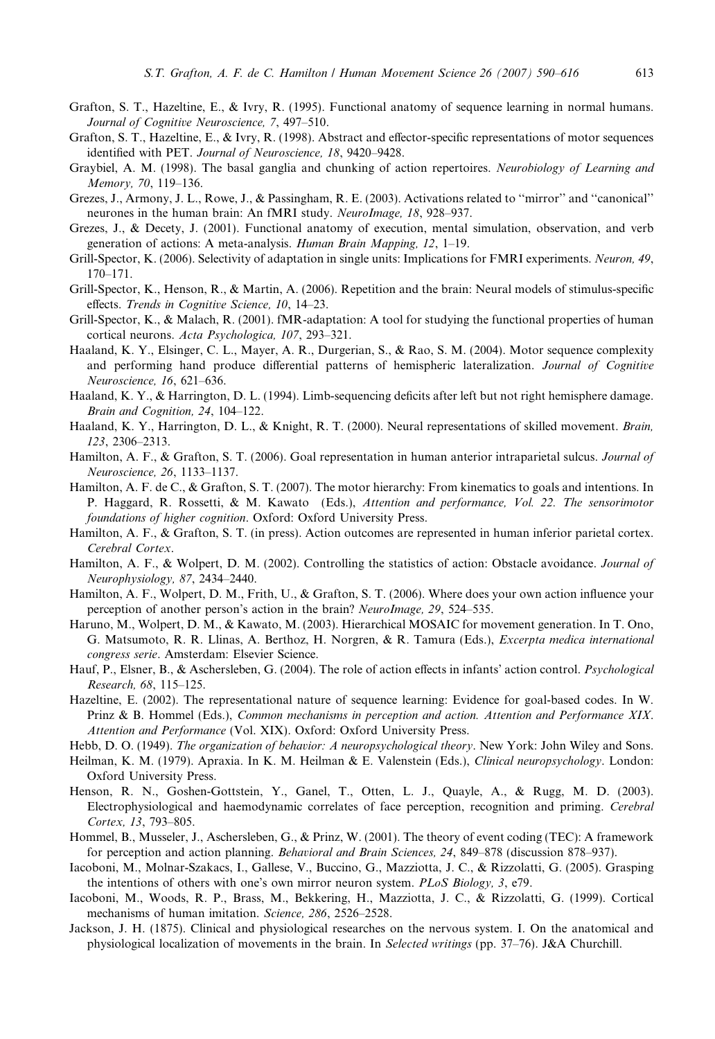Grafton, S. T., Hazeltine, E., & Ivry, R. (1995). Functional anatomy of sequence learning in normal humans. *Journal of Cognitive Neuroscience, 7*, 497–510.

Grafton, S. T., Hazeltine, E., & Ivry, R. (1998). Abstract and effector-specific representations of motor sequences identified with PET. *Journal of Neuroscience, 18*, 9420–9428.

Graybiel, A. M. (1998). The basal ganglia and chunking of action repertoires. *Neurobiology of Learning and Memory, 70*, 119–136.

Grezes, J., Armony, J. L., Rowe, J., & Passingham, R. E. (2003). Activations related to ''mirror'' and ''canonical'' neurones in the human brain: An fMRI study. *NeuroImage, 18*, 928–937.

Grezes, J., & Decety, J. (2001). Functional anatomy of execution, mental simulation, observation, and verb generation of actions: A meta-analysis. *Human Brain Mapping, 12*, 1–19.

Grill-Spector, K. (2006). Selectivity of adaptation in single units: Implications for FMRI experiments. *Neuron, 49*, 170–171.

Grill-Spector, K., Henson, R., & Martin, A. (2006). Repetition and the brain: Neural models of stimulus-specific effects. *Trends in Cognitive Science, 10*, 14–23.

Grill-Spector, K., & Malach, R. (2001). fMR-adaptation: A tool for studying the functional properties of human cortical neurons. *Acta Psychologica, 107*, 293–321.

Haaland, K. Y., Elsinger, C. L., Mayer, A. R., Durgerian, S., & Rao, S. M. (2004). Motor sequence complexity and performing hand produce differential patterns of hemispheric lateralization. *Journal of Cognitive Neuroscience, 16*, 621–636.

Haaland, K. Y., & Harrington, D. L. (1994). Limb-sequencing deficits after left but not right hemisphere damage. *Brain and Cognition, 24*, 104–122.

Haaland, K. Y., Harrington, D. L., & Knight, R. T. (2000). Neural representations of skilled movement. *Brain, 123*, 2306–2313.

Hamilton, A. F., & Grafton, S. T. (2006). Goal representation in human anterior intraparietal sulcus. *Journal of Neuroscience, 26*, 1133–1137.

Hamilton, A. F. de C., & Grafton, S. T. (2007). The motor hierarchy: From kinematics to goals and intentions. In P. Haggard, R. Rossetti, & M. Kawato (Eds.), *Attention and performance, Vol. 22. The sensorimotor foundations of higher cognition*. Oxford: Oxford University Press.

Hamilton, A. F., & Grafton, S. T. (in press). Action outcomes are represented in human inferior parietal cortex. *Cerebral Cortex*.

Hamilton, A. F., & Wolpert, D. M. (2002). Controlling the statistics of action: Obstacle avoidance. *Journal of Neurophysiology, 87*, 2434–2440.

Hamilton, A. F., Wolpert, D. M., Frith, U., & Grafton, S. T. (2006). Where does your own action influence your perception of another person's action in the brain? *NeuroImage, 29*, 524–535.

Haruno, M., Wolpert, D. M., & Kawato, M. (2003). Hierarchical MOSAIC for movement generation. In T. Ono, G. Matsumoto, R. R. Llinas, A. Berthoz, H. Norgren, & R. Tamura (Eds.), *Excerpta medica international congress serie*. Amsterdam: Elsevier Science.

Hauf, P., Elsner, B., & Aschersleben, G. (2004). The role of action effects in infants' action control. *Psychological Research, 68*, 115–125.

Hazeltine, E. (2002). The representational nature of sequence learning: Evidence for goal-based codes. In W. Prinz & B. Hommel (Eds.), *Common mechanisms in perception and action. Attention and Performance XIX. Attention and Performance* (Vol. XIX). Oxford: Oxford University Press.

Hebb, D. O. (1949). *The organization of behavior: A neuropsychological theory*. New York: John Wiley and Sons.

Heilman, K. M. (1979). Apraxia. In K. M. Heilman & E. Valenstein (Eds.), *Clinical neuropsychology*. London: Oxford University Press.

Henson, R. N., Goshen-Gottstein, Y., Ganel, T., Otten, L. J., Quayle, A., & Rugg, M. D. (2003). Electrophysiological and haemodynamic correlates of face perception, recognition and priming. *Cerebral Cortex, 13*, 793–805.

Hommel, B., Musseler, J., Aschersleben, G., & Prinz, W. (2001). The theory of event coding (TEC): A framework for perception and action planning. *Behavioral and Brain Sciences, 24*, 849–878 (discussion 878–937).

Iacoboni, M., Molnar-Szakacs, I., Gallese, V., Buccino, G., Mazziotta, J. C., & Rizzolatti, G. (2005). Grasping the intentions of others with one's own mirror neuron system. *PLoS Biology, 3*, e79.

Iacoboni, M., Woods, R. P., Brass, M., Bekkering, H., Mazziotta, J. C., & Rizzolatti, G. (1999). Cortical mechanisms of human imitation. *Science, 286*, 2526–2528.

Jackson, J. H. (1875). Clinical and physiological researches on the nervous system. I. On the anatomical and physiological localization of movements in the brain. In *Selected writings* (pp. 37–76). J&A Churchill.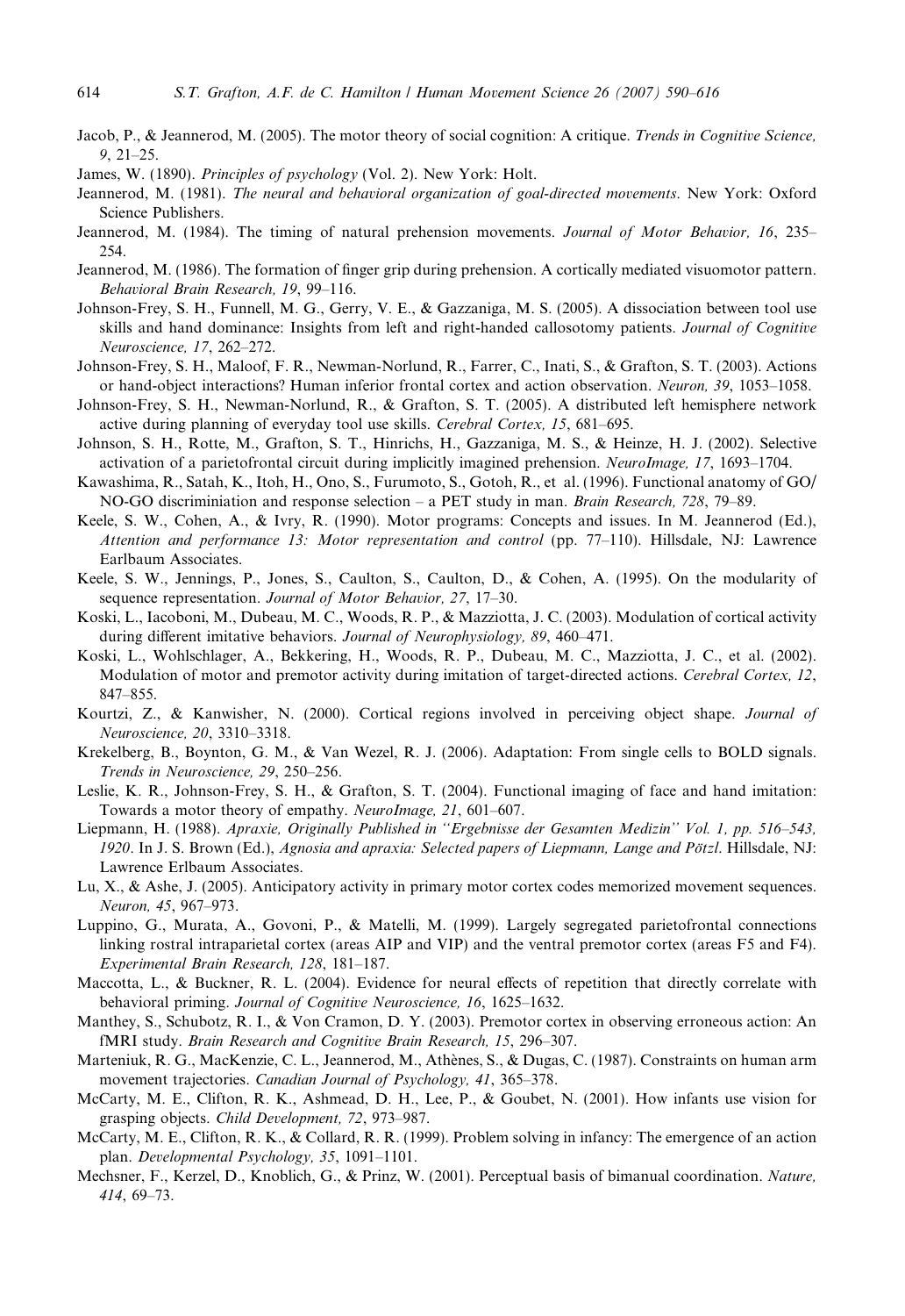Jacob, P., & Jeannerod, M. (2005). The motor theory of social cognition: A critique. *Trends in Cognitive Science, 9*, 21–25.

James, W. (1890). *Principles of psychology* (Vol. 2). New York: Holt.

Jeannerod, M. (1981). *The neural and behavioral organization of goal-directed movements*. New York: Oxford Science Publishers.

Jeannerod, M. (1984). The timing of natural prehension movements. *Journal of Motor Behavior, 16*, 235–254.

Jeannerod, M. (1986). The formation of finger grip during prehension. A cortically mediated visuomotor pattern. *Behavioral Brain Research, 19*, 99–116.

Johnson-Frey, S. H., Funnell, M. G., Gerry, V. E., & Gazzaniga, M. S. (2005). A dissociation between tool use skills and hand dominance: Insights from left and right-handed callosotomy patients. *Journal of Cognitive Neuroscience, 17*, 262–272.

Johnson-Frey, S. H., Maloof, F. R., Newman-Norlund, R., Farrer, C., Inati, S., & Grafton, S. T. (2003). Actions or hand-object interactions? Human inferior frontal cortex and action observation. *Neuron, 39*, 1053–1058.

Johnson-Frey, S. H., Newman-Norlund, R., & Grafton, S. T. (2005). A distributed left hemisphere network active during planning of everyday tool use skills. *Cerebral Cortex, 15*, 681–695.

Johnson, S. H., Rotte, M., Grafton, S. T., Hinrichs, H., Gazzaniga, M. S., & Heinze, H. J. (2002). Selective activation of a parietofrontal circuit during implicitly imagined prehension. *NeuroImage, 17*, 1693–1704.

Kawashima, R., Satah, K., Itoh, H., Ono, S., Furumoto, S., Gotoh, R., et al. (1996). Functional anatomy of GO/NO-GO discriminiation and response selection – a PET study in man. *Brain Research, 728*, 79–89.

Keele, S. W., Cohen, A., & Ivry, R. (1990). Motor programs: Concepts and issues. In M. Jeannerod (Ed.), *Attention and performance 13: Motor representation and control* (pp. 77–110). Hillsdale, NJ: Lawrence Earlbaum Associates.

Keele, S. W., Jennings, P., Jones, S., Caulton, S., Caulton, D., & Cohen, A. (1995). On the modularity of sequence representation. *Journal of Motor Behavior, 27*, 17–30.

Koski, L., Iacoboni, M., Dubeau, M. C., Woods, R. P., & Mazziotta, J. C. (2003). Modulation of cortical activity during different imitative behaviors. *Journal of Neurophysiology, 89*, 460–471.

Koski, L., Wohlschlager, A., Bekkering, H., Woods, R. P., Dubeau, M. C., Mazziotta, J. C., et al. (2002). Modulation of motor and premotor activity during imitation of target-directed actions. *Cerebral Cortex, 12*, 847–855.

Kourtzi, Z., & Kanwisher, N. (2000). Cortical regions involved in perceiving object shape. *Journal of Neuroscience, 20*, 3310–3318.

Krekelberg, B., Boynton, G. M., & Van Wezel, R. J. (2006). Adaptation: From single cells to BOLD signals. *Trends in Neuroscience, 29*, 250–256.

Leslie, K. R., Johnson-Frey, S. H., & Grafton, S. T. (2004). Functional imaging of face and hand imitation: Towards a motor theory of empathy. *NeuroImage, 21*, 601–607.

Liepmann, H. (1988). *Apraxie, Originally Published in "Ergebnisse der Gesamten Medizin" Vol. 1, pp. 516–543, 1920*. In J. S. Brown (Ed.), *Agnosia and apraxia: Selected papers of Liepmann, Lange and Pötzl*. Hillsdale, NJ: Lawrence Erlbaum Associates.

Lu, X., & Ashe, J. (2005). Anticipatory activity in primary motor cortex codes memorized movement sequences. *Neuron, 45*, 967–973.

Luppino, G., Murata, A., Govoni, P., & Matelli, M. (1999). Largely segregated parietofrontal connections linking rostral intraparietal cortex (areas AIP and VIP) and the ventral premotor cortex (areas F5 and F4). *Experimental Brain Research, 128*, 181–187.

Maccotta, L., & Buckner, R. L. (2004). Evidence for neural effects of repetition that directly correlate with behavioral priming. *Journal of Cognitive Neuroscience, 16*, 1625–1632.

Manthey, S., Schubotz, R. I., & Von Cramon, D. Y. (2003). Premotor cortex in observing erroneous action: An fMRI study. *Brain Research and Cognitive Brain Research, 15*, 296–307.

Marteniuk, R. G., MacKenzie, C. L., Jeannerod, M., Athènes, S., & Dugas, C. (1987). Constraints on human arm movement trajectories. *Canadian Journal of Psychology, 41*, 365–378.

McCarty, M. E., Clifton, R. K., Ashmead, D. H., Lee, P., & Goubet, N. (2001). How infants use vision for grasping objects. *Child Development, 72*, 973–987.

McCarty, M. E., Clifton, R. K., & Collard, R. R. (1999). Problem solving in infancy: The emergence of an action plan. *Developmental Psychology, 35*, 1091–1101.

Mechsner, F., Kerzel, D., Knoblich, G., & Prinz, W. (2001). Perceptual basis of bimanual coordination. *Nature, 414*, 69–73.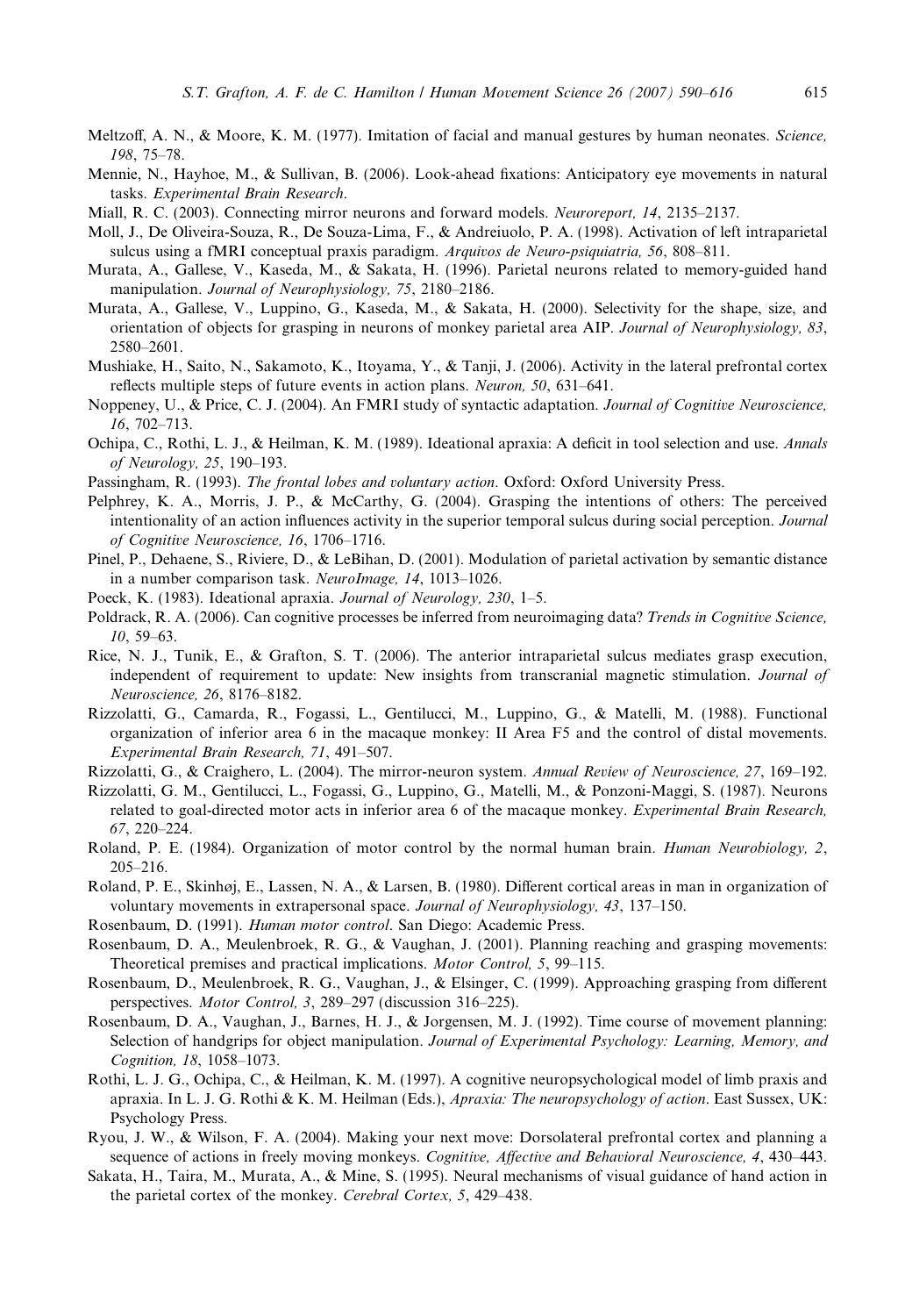Meltzoff, A. N., & Moore, K. M. (1977). Imitation of facial and manual gestures by human neonates. *Science, 198*, 75–78.

Mennie, N., Hayhoe, M., & Sullivan, B. (2006). Look-ahead fixations: Anticipatory eye movements in natural tasks. *Experimental Brain Research*.

Miall, R. C. (2003). Connecting mirror neurons and forward models. *Neuroreport, 14*, 2135–2137.

Moll, J., De Oliveira-Souza, R., De Souza-Lima, F., & Andreiuolo, P. A. (1998). Activation of left intraparietal sulcus using a fMRI conceptual praxis paradigm. *Arquivos de Neuro-psiquiatria, 56*, 808–811.

Murata, A., Gallese, V., Kaseda, M., & Sakata, H. (1996). Parietal neurons related to memory-guided hand manipulation. *Journal of Neurophysiology, 75*, 2180–2186.

Murata, A., Gallese, V., Luppino, G., Kaseda, M., & Sakata, H. (2000). Selectivity for the shape, size, and orientation of objects for grasping in neurons of monkey parietal area AIP. *Journal of Neurophysiology, 83*, 2580–2601.

Mushiake, H., Saito, N., Sakamoto, K., Itoyama, Y., & Tanji, J. (2006). Activity in the lateral prefrontal cortex reflects multiple steps of future events in action plans. *Neuron, 50*, 631–641.

Noppeney, U., & Price, C. J. (2004). An FMRI study of syntactic adaptation. *Journal of Cognitive Neuroscience, 16*, 702–713.

Ochipa, C., Rothi, L. J., & Heilman, K. M. (1989). Ideational apraxia: A deficit in tool selection and use. *Annals of Neurology, 25*, 190–193.

Passingham, R. (1993). *The frontal lobes and voluntary action*. Oxford: Oxford University Press.

Pelphrey, K. A., Morris, J. P., & McCarthy, G. (2004). Grasping the intentions of others: The perceived intentionality of an action influences activity in the superior temporal sulcus during social perception. *Journal of Cognitive Neuroscience, 16*, 1706–1716.

Pinel, P., Dehaene, S., Riviere, D., & LeBihan, D. (2001). Modulation of parietal activation by semantic distance in a number comparison task. *NeuroImage, 14*, 1013–1026.

Poeck, K. (1983). Ideational apraxia. *Journal of Neurology, 230*, 1–5.

Poldrack, R. A. (2006). Can cognitive processes be inferred from neuroimaging data? *Trends in Cognitive Science, 10*, 59–63.

Rice, N. J., Tunik, E., & Grafton, S. T. (2006). The anterior intraparietal sulcus mediates grasp execution, independent of requirement to update: New insights from transcranial magnetic stimulation. *Journal of Neuroscience, 26*, 8176–8182.

Rizzolatti, G., Camarda, R., Fogassi, L., Gentilucci, M., Luppino, G., & Matelli, M. (1988). Functional organization of inferior area 6 in the macaque monkey: II Area F5 and the control of distal movements. *Experimental Brain Research, 71*, 491–507.

Rizzolatti, G., & Craighero, L. (2004). The mirror-neuron system. *Annual Review of Neuroscience, 27*, 169–192.

Rizzolatti, G. M., Gentilucci, L., Fogassi, L., Luppino, G., Matelli, M., & Ponzoni-Maggi, S. (1987). Neurons related to goal-directed motor acts in inferior area 6 of the macaque monkey. *Experimental Brain Research, 67*, 220–224.

Roland, P. E. (1984). Organization of motor control by the normal human brain. *Human Neurobiology, 2*, 205–216.

Roland, P. E., Skinhøj, E., Lassen, N. A., & Larsen, B. (1980). Different cortical areas in man in organization of voluntary movements in extrapersonal space. *Journal of Neurophysiology, 43*, 137–150.

Rosenbaum, D. (1991). *Human motor control*. San Diego: Academic Press.

Rosenbaum, D. A., Meulenbroek, R. G., & Vaughan, J. (2001). Planning reaching and grasping movements: Theoretical premises and practical implications. *Motor Control, 5*, 99–115.

Rosenbaum, D., Meulenbroek, R. G., Vaughan, J., & Elsinger, C. (1999). Approaching grasping from different perspectives. *Motor Control, 3*, 289–297 (discussion 316–225).

Rosenbaum, D. A., Vaughan, J., Barnes, H. J., & Jorgensen, M. J. (1992). Time course of movement planning: Selection of handgrips for object manipulation. *Journal of Experimental Psychology: Learning, Memory, and Cognition, 18*, 1058–1073.

Rothi, L. J. G., Ochipa, C., & Heilman, K. M. (1997). A cognitive neuropsychological model of limb praxis and apraxia. In L. J. G. Rothi & K. M. Heilman (Eds.), *Apraxia: The neuropsychology of action*. East Sussex, UK: Psychology Press.

Ryou, J. W., & Wilson, F. A. (2004). Making your next move: Dorsolateral prefrontal cortex and planning a sequence of actions in freely moving monkeys. *Cognitive, Affective and Behavioral Neuroscience, 4*, 430–443.

Sakata, H., Taira, M., Murata, A., & Mine, S. (1995). Neural mechanisms of visual guidance of hand action in the parietal cortex of the monkey. *Cerebral Cortex, 5*, 429–438.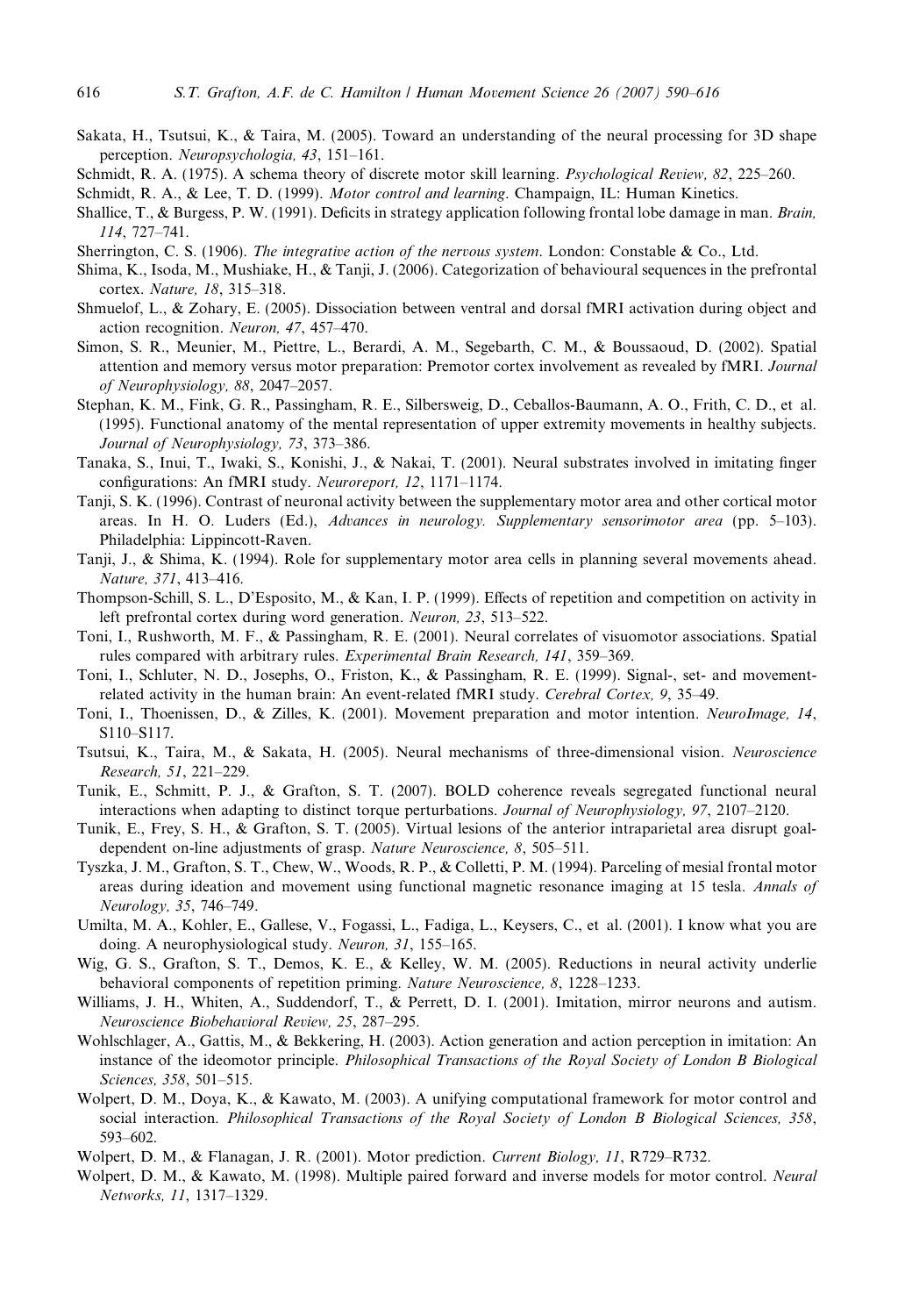Sakata, H., Tsutsui, K., & Taira, M. (2005). Toward an understanding of the neural processing for 3D shape perception. *Neuropsychologia, 43*, 151–161.

Schmidt, R. A. (1975). A schema theory of discrete motor skill learning. *Psychological Review, 82*, 225–260.

Schmidt, R. A., & Lee, T. D. (1999). *Motor control and learning*. Champaign, IL: Human Kinetics.

Shallice, T., & Burgess, P. W. (1991). Deficits in strategy application following frontal lobe damage in man. *Brain, 114*, 727–741.

Sherrington, C. S. (1906). *The integrative action of the nervous system*. London: Constable & Co., Ltd.

Shima, K., Isoda, M., Mushiake, H., & Tanji, J. (2006). Categorization of behavioural sequences in the prefrontal cortex. *Nature, 18*, 315–318.

Shmuelof, L., & Zohary, E. (2005). Dissociation between ventral and dorsal fMRI activation during object and action recognition. *Neuron, 47*, 457–470.

Simon, S. R., Meunier, M., Piettre, L., Berardi, A. M., Segebarth, C. M., & Boussaoud, D. (2002). Spatial attention and memory versus motor preparation: Premotor cortex involvement as revealed by fMRI. *Journal of Neurophysiology, 88*, 2047–2057.

Stephan, K. M., Fink, G. R., Passingham, R. E., Silbersweig, D., Ceballos-Baumann, A. O., Frith, C. D., et al. (1995). Functional anatomy of the mental representation of upper extremity movements in healthy subjects. *Journal of Neurophysiology, 73*, 373–386.

Tanaka, S., Inui, T., Iwaki, S., Konishi, J., & Nakai, T. (2001). Neural substrates involved in imitating finger configurations: An fMRI study. *Neuroreport, 12*, 1171–1174.

Tanji, S. K. (1996). Contrast of neuronal activity between the supplementary motor area and other cortical motor areas. In H. O. Luders (Ed.), *Advances in neurology. Supplementary sensorimotor area* (pp. 5–103). Philadelphia: Lippincott-Raven.

Tanji, J., & Shima, K. (1994). Role for supplementary motor area cells in planning several movements ahead. *Nature, 371*, 413–416.

Thompson-Schill, S. L., D'Esposito, M., & Kan, I. P. (1999). Effects of repetition and competition on activity in left prefrontal cortex during word generation. *Neuron, 23*, 513–522.

Toni, I., Rushworth, M. F., & Passingham, R. E. (2001). Neural correlates of visuomotor associations. Spatial rules compared with arbitrary rules. *Experimental Brain Research, 141*, 359–369.

Toni, I., Schluter, N. D., Josephs, O., Friston, K., & Passingham, R. E. (1999). Signal-, set- and movement-related activity in the human brain: An event-related fMRI study. *Cerebral Cortex, 9*, 35–49.

Toni, I., Thoenissen, D., & Zilles, K. (2001). Movement preparation and motor intention. *NeuroImage, 14*, S110–S117.

Tsutsui, K., Taira, M., & Sakata, H. (2005). Neural mechanisms of three-dimensional vision. *Neuroscience Research, 51*, 221–229.

Tunik, E., Schmitt, P. J., & Grafton, S. T. (2007). BOLD coherence reveals segregated functional neural interactions when adapting to distinct torque perturbations. *Journal of Neurophysiology, 97*, 2107–2120.

Tunik, E., Frey, S. H., & Grafton, S. T. (2005). Virtual lesions of the anterior intraparietal area disrupt goal-dependent on-line adjustments of grasp. *Nature Neuroscience, 8*, 505–511.

Tyszka, J. M., Grafton, S. T., Chew, W., Woods, R. P., & Colletti, P. M. (1994). Parceling of mesial frontal motor areas during ideation and movement using functional magnetic resonance imaging at 15 tesla. *Annals of Neurology, 35*, 746–749.

Umilta, M. A., Kohler, E., Gallese, V., Fogassi, L., Fadiga, L., Keysers, C., et al. (2001). I know what you are doing. A neurophysiological study. *Neuron, 31*, 155–165.

Wig, G. S., Grafton, S. T., Demos, K. E., & Kelley, W. M. (2005). Reductions in neural activity underlie behavioral components of repetition priming. *Nature Neuroscience, 8*, 1228–1233.

Williams, J. H., Whiten, A., Suddendorf, T., & Perrett, D. I. (2001). Imitation, mirror neurons and autism. *Neuroscience Biobehavioral Review, 25*, 287–295.

Wohlschlager, A., Gattis, M., & Bekkering, H. (2003). Action generation and action perception in imitation: An instance of the ideomotor principle. *Philosophical Transactions of the Royal Society of London B Biological Sciences, 358*, 501–515.

Wolpert, D. M., Doya, K., & Kawato, M. (2003). A unifying computational framework for motor control and social interaction. *Philosophical Transactions of the Royal Society of London B Biological Sciences, 358*, 593–602.

Wolpert, D. M., & Flanagan, J. R. (2001). Motor prediction. *Current Biology, 11*, R729–R732.

Wolpert, D. M., & Kawato, M. (1998). Multiple paired forward and inverse models for motor control. *Neural Networks, 11*, 1317–1329.